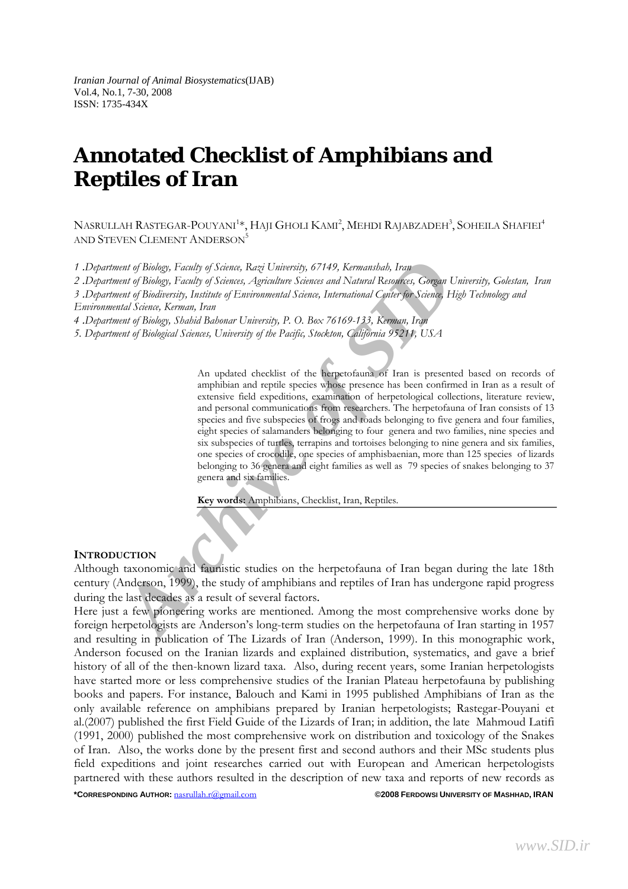# Annotated Checklist of Amphibians and Reptiles of Iran

NASRULLAH RASTEGAR-POUYANI[1]*, HAJI GHOLI KAMI[2], MEHDI RAJABZADEH[3], SOHEILA SHAFIEI[4] AND STEVEN CLEMENT ANDERSON[5]

*1 .Department of Biology, Faculty of Science, Razi University, 67149, Kermanshah, Iran*

*2 .Department of Biology, Faculty of Sciences, Agriculture Sciences and Natural Resources, Gorgan University, Golestan, Iran*

*3 .Department of Biodiversity, Institute of Environmental Science, International Center for Science, High Technology and Environmental Science, Kerman, Iran*

*4 .Department of Biology, Shahid Bahonar University, P. O. Box 76169-133, Kerman, Iran*

*5. Department of Biological Sciences, University of the Pacific, Stockton, California 95211, USA*

An updated checklist of the herpetofauna of Iran is presented based on records of amphibian and reptile species whose presence has been confirmed in Iran as a result of extensive field expeditions, examination of herpetological collections, literature review, and personal communications from researchers. The herpetofauna of Iran consists of 13 species and five subspecies of frogs and toads belonging to five genera and four families, eight species of salamanders belonging to four genera and two families, nine species and six subspecies of turtles, terrapins and tortoises belonging to nine genera and six families, one species of crocodile, one species of amphisbaenian, more than 125 species of lizards belonging to 36 genera and eight families as well as 79 species of snakes belonging to 37 genera and six families.

**Key words:** Amphibians, Checklist, Iran, Reptiles.

## INTRODUCTION

Although taxonomic and faunistic studies on the herpetofauna of Iran began during the late 18th century (Anderson, 1999), the study of amphibians and reptiles of Iran has undergone rapid progress during the last decades as a result of several factors.

Here just a few pioneering works are mentioned. Among the most comprehensive works done by foreign herpetologists are Anderson's long-term studies on the herpetofauna of Iran starting in 1957 and resulting in publication of The Lizards of Iran (Anderson, 1999). In this monographic work, Anderson focused on the Iranian lizards and explained distribution, systematics, and gave a brief history of all of the then-known lizard taxa. Also, during recent years, some Iranian herpetologists have started more or less comprehensive studies of the Iranian Plateau herpetofauna by publishing books and papers. For instance, Balouch and Kami in 1995 published Amphibians of Iran as the only available reference on amphibians prepared by Iranian herpetologists; Rastegar-Pouyani et al.(2007) published the first Field Guide of the Lizards of Iran; in addition, the late Mahmoud Latifi (1991, 2000) published the most comprehensive work on distribution and toxicology of the Snakes of Iran. Also, the works done by the present first and second authors and their MSc students plus field expeditions and joint researches carried out with European and American herpetologists partnered with these authors resulted in the description of new taxa and reports of new records as

**\*CORRESPONDING AUTHOR:** nasrullah.r@gmail.com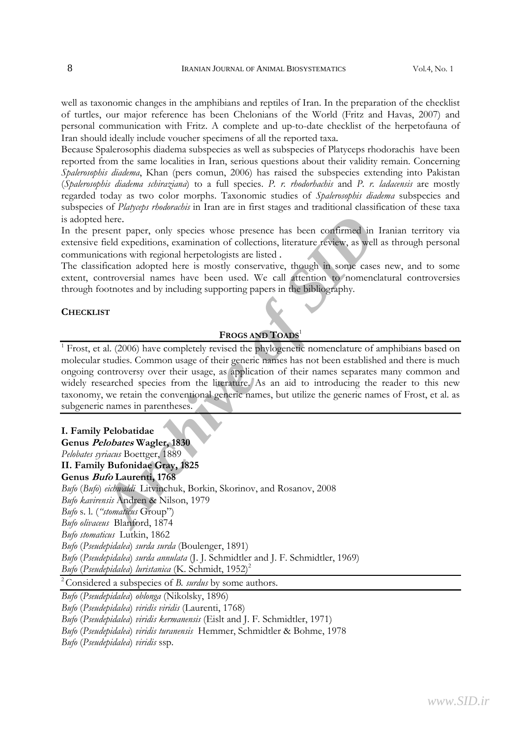well as taxonomic changes in the amphibians and reptiles of Iran. In the preparation of the checklist of turtles, our major reference has been Chelonians of the World (Fritz and Havas, 2007) and personal communication with Fritz. A complete and up-to-date checklist of the herpetofauna of Iran should ideally include voucher specimens of all the reported taxa.

Because Spalerosophis diadema subspecies as well as subspecies of Platyceps rhodorachis have been reported from the same localities in Iran, serious questions about their validity remain. Concerning *Spalerosophis diadema*, Khan (pers comun, 2006) has raised the subspecies extending into Pakistan (*Spalerosophis diadema schiraziana*) to a full species. *P. r. rhodorhachis* and *P. r. ladacensis* are mostly regarded today as two color morphs. Taxonomic studies of *Spalerosophis diadema* subspecies and subspecies of *Platyceps rhodorachis* in Iran are in first stages and traditional classification of these taxa is adopted here.

In the present paper, only species whose presence has been confirmed in Iranian territory via extensive field expeditions, examination of collections, literature review, as well as through personal communications with regional herpetologists are listed .

The classification adopted here is mostly conservative, though in some cases new, and to some extent, controversial names have been used. We call attention to nomenclatural controversies through footnotes and by including supporting papers in the bibliography.

## CHECKLIST

### FROGS AND TOADS[1]

[1] Frost, et al. (2006) have completely revised the phylogenetic nomenclature of amphibians based on molecular studies. Common usage of their generic names has not been established and there is much ongoing controversy over their usage, as application of their names separates many common and widely researched species from the literature. As an aid to introducing the reader to this new taxonomy, we retain the conventional generic names, but utilize the generic names of Frost, et al. as subgeneric names in parentheses.

**I. Family Pelobatidae**
**Genus *Pelobates* Wagler, 1830**
*Pelobates syriacus* Boettger, 1889
**II. Family Bufonidae Gray, 1825**
**Genus *Bufo* Laurenti, 1768**
*Bufo* (*Bufo*) *eichwaldi* Litvinchuk, Borkin, Skorinov, and Rosanov, 2008
*Bufo kavirensis* Andren & Nilson, 1979
*Bufo* s. l. (*"stomaticus* Group")
*Bufo olivaceus* Blanford, 1874
*Bufo stomaticus* Lutkin, 1862
*Bufo* (*Pseudepidalea*) *surda surda* (Boulenger, 1891)
*Bufo* (*Pseudepidalea*) *surda annulata* (J. J. Schmidtler and J. F. Schmidtler, 1969)
*Bufo* (*Pseudepidalea*) *luristanica* (K. Schmidt, 1952)[2]

[2] Considered a subspecies of *B. surdus* by some authors.

*Bufo* (*Pseudepidalea*) *oblonga* (Nikolsky, 1896)
*Bufo* (*Pseudepidalea*) *viridis viridis* (Laurenti, 1768)
*Bufo* (*Pseudepidalea*) *viridis kermanensis* (Eislt and J. F. Schmidtler, 1971)
*Bufo* (*Pseudepidalea*) *viridis turanensis* Hemmer, Schmidtler & Bohme, 1978
*Bufo* (*Pseudepidalea*) *viridis* ssp.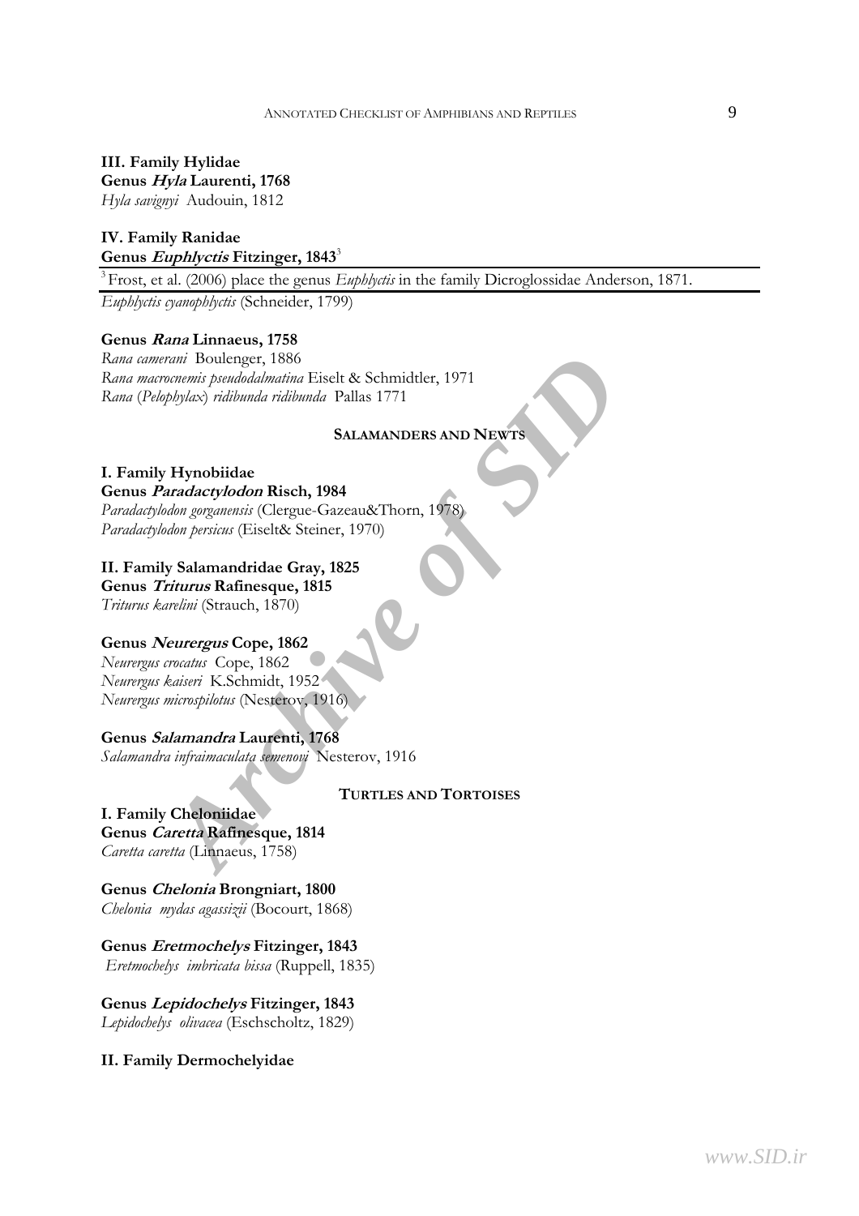**III. Family Hylidae**
**Genus *Hyla* Laurenti, 1768**
*Hyla savignyi* Audouin, 1812

**IV. Family Ranidae**
**Genus *Euphlyctis* Fitzinger, 1843**[3]

[3] Frost, et al. (2006) place the genus *Euphlyctis* in the family Dicroglossidae Anderson, 1871.

*Euphlyctis cyanophlyctis* (Schneider, 1799)

**Genus *Rana* Linnaeus, 1758**
*Rana camerani* Boulenger, 1886
*Rana macrocnemis pseudodalmatina* Eiselt & Schmidtler, 1971
*Rana* (*Pelophylax*) *ridibunda ridibunda* Pallas 1771

## SALAMANDERS AND NEWTS

**I. Family Hynobiidae**
**Genus *Paradactylodon* Risch, 1984**
*Paradactylodon gorganensis* (Clergue-Gazeau&Thorn, 1978)
*Paradactylodon persicus* (Eiselt& Steiner, 1970)

**II. Family Salamandridae Gray, 1825**
**Genus *Triturus* Rafinesque, 1815**
*Triturus karelini* (Strauch, 1870)

**Genus *Neurergus* Cope, 1862**
*Neurergus crocatus* Cope, 1862
*Neurergus kaiseri* K.Schmidt, 1952
*Neurergus microspilotus* (Nesterov, 1916)

**Genus *Salamandra* Laurenti, 1768**
*Salamandra infraimaculata semenovi* Nesterov, 1916

## TURTLES AND TORTOISES

**I. Family Cheloniidae**
**Genus *Caretta* Rafinesque, 1814**
*Caretta caretta* (Linnaeus, 1758)

**Genus *Chelonia* Brongniart, 1800**
*Chelonia mydas agassizii* (Bocourt, 1868)

**Genus *Eretmochelys* Fitzinger, 1843**
*Eretmochelys imbricata bissa* (Ruppell, 1835)

**Genus *Lepidochelys* Fitzinger, 1843**
*Lepidochelys olivacea* (Eschscholtz, 1829)

**II. Family Dermochelyidae**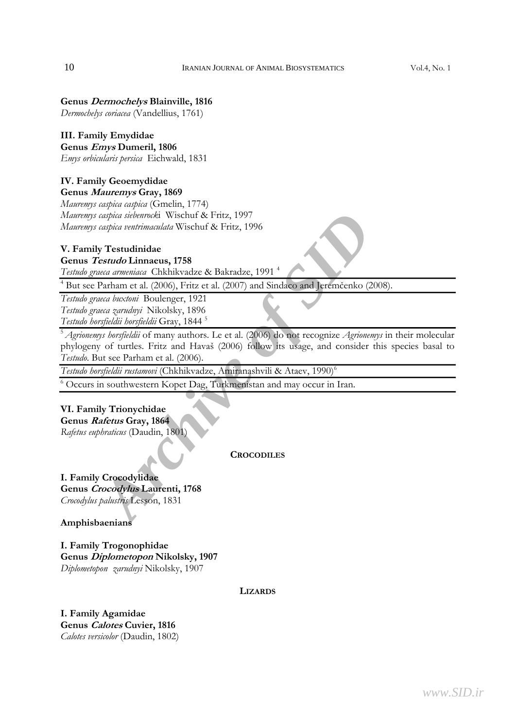**Genus *Dermochelys* Blainville, 1816**
*Dermochelys coriacea* (Vandellius, 1761)

**III. Family Emydidae**
**Genus *Emys* Dumeril, 1806**
*Emys orbicularis persica* Eichwald, 1831

**IV. Family Geoemydidae**
**Genus *Mauremys* Gray, 1869**
*Mauremys caspica caspica* (Gmelin, 1774)
*Mauremys caspica siebenrocki* Wischuf & Fritz, 1997
*Mauremys caspica ventrimaculata* Wischuf & Fritz, 1996

**V. Family Testudinidae**
**Genus *Testudo* Linnaeus, 1758**
*Testudo graeca armeniaca* Chkhikvadze & Bakradze, 1991 [4]

[4] But see Parham et al. (2006), Fritz et al. (2007) and Sindaco and Jeremčenko (2008).

*Testudo graeca buxtoni* Boulenger, 1921
*Testudo graeca zarudnyi* Nikolsky, 1896
*Testudo horsfieldii horsfieldii* Gray, 1844 [5]

[5] *Agrionemys horsfieldii* of many authors. Le et al. (2006) do not recognize *Agrionemys* in their molecular phylogeny of turtles. Fritz and Havaš (2006) follow its usage, and consider this species basal to *Testudo*. But see Parham et al. (2006).

*Testudo horsfieldii rustamovi* (Chkhikvadze, Amiranashvili & Ataev, 1990)[6]

[6] Occurs in southwestern Kopet Dag, Turkmenistan and may occur in Iran.

**VI. Family Trionychidae**
**Genus *Rafetus* Gray, 1864**
*Rafetus euphraticus* (Daudin, 1801)

## CROCODILES

**I. Family Crocodylidae**
**Genus *Crocodylus* Laurenti, 1768**
*Crocodylus palustris* Lesson, 1831

**Amphisbaenians**

**I. Family Trogonophidae**
**Genus *Diplometopon* Nikolsky, 1907**
*Diplometopon zarudnyi* Nikolsky, 1907

## LIZARDS

**I. Family Agamidae**
**Genus *Calotes* Cuvier, 1816**
*Calotes versicolor* (Daudin, 1802)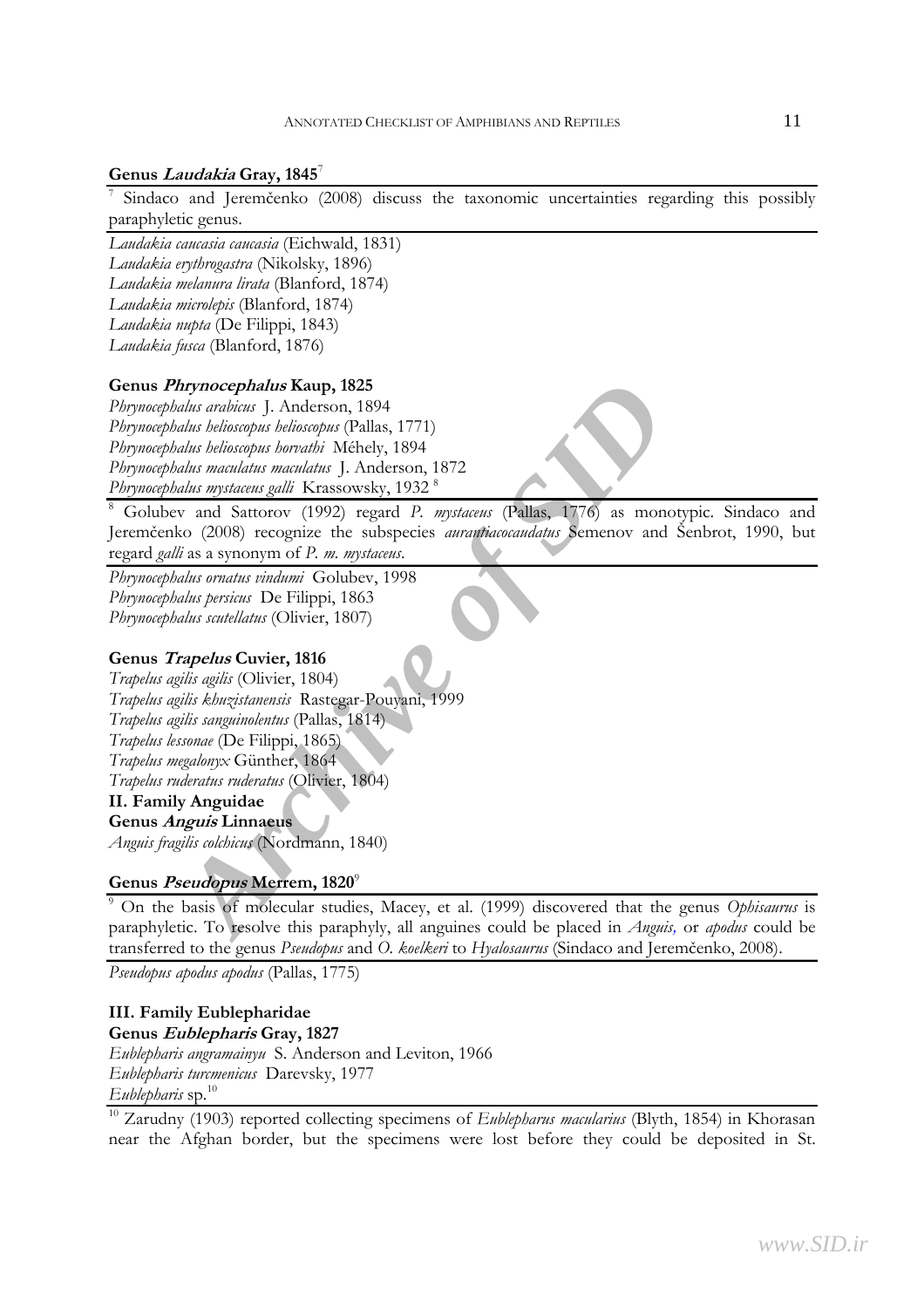### Genus *Laudakia* Gray, 1845[7]

[7] Sindaco and Jeremčenko (2008) discuss the taxonomic uncertainties regarding this possibly paraphyletic genus.

*Laudakia caucasia caucasia* (Eichwald, 1831)
*Laudakia erythrogastra* (Nikolsky, 1896)
*Laudakia melanura lirata* (Blanford, 1874)
*Laudakia microlepis* (Blanford, 1874)
*Laudakia nupta* (De Filippi, 1843)
*Laudakia fusca* (Blanford, 1876)

### Genus *Phrynocephalus* Kaup, 1825

*Phrynocephalus arabicus* J. Anderson, 1894
*Phrynocephalus helioscopus helioscopus* (Pallas, 1771)
*Phrynocephalus helioscopus horvathi* Méhely, 1894
*Phrynocephalus maculatus maculatus* J. Anderson, 1872
*Phrynocephalus mystaceus galli* Krassowsky, 1932 [8]

[8] Golubev and Sattorov (1992) regard *P. mystaceus* (Pallas, 1776) as monotypic. Sindaco and Jeremčenko (2008) recognize the subspecies *aurantiacocaudatus* Semenov and Šenbrot, 1990, but regard *galli* as a synonym of *P. m. mystaceus*.

*Phrynocephalus ornatus vindumi* Golubev, 1998
*Phrynocephalus persicus* De Filippi, 1863
*Phrynocephalus scutellatus* (Olivier, 1807)

### Genus *Trapelus* Cuvier, 1816

*Trapelus agilis agilis* (Olivier, 1804)
*Trapelus agilis khuzistanensis* Rastegar-Pouyani, 1999
*Trapelus agilis sanguinolentus* (Pallas, 1814)
*Trapelus lessonae* (De Filippi, 1865)
*Trapelus megalonyx* Günther, 1864
*Trapelus ruderatus ruderatus* (Olivier, 1804)

## II. Family Anguidae

### Genus *Anguis* Linnaeus

*Anguis fragilis colchicus* (Nordmann, 1840)

### Genus *Pseudopus* Merrem, 1820[9]

[9] On the basis of molecular studies, Macey, et al. (1999) discovered that the genus *Ophisaurus* is paraphyletic. To resolve this paraphyly, all anguines could be placed in *Anguis,* or *apodus* could be transferred to the genus *Pseudopus* and *O. koelkeri* to *Hyalosaurus* (Sindaco and Jeremčenko, 2008).

*Pseudopus apodus apodus* (Pallas, 1775)

## III. Family Eublepharidae

### Genus *Eublepharis* Gray, 1827

*Eublepharis angramainyu* S. Anderson and Leviton, 1966
*Eublepharis turcmenicus* Darevsky, 1977
*Eublepharis* sp.[10]

[10] Zarudny (1903) reported collecting specimens of *Eublepharus macularius* (Blyth, 1854) in Khorasan near the Afghan border, but the specimens were lost before they could be deposited in St.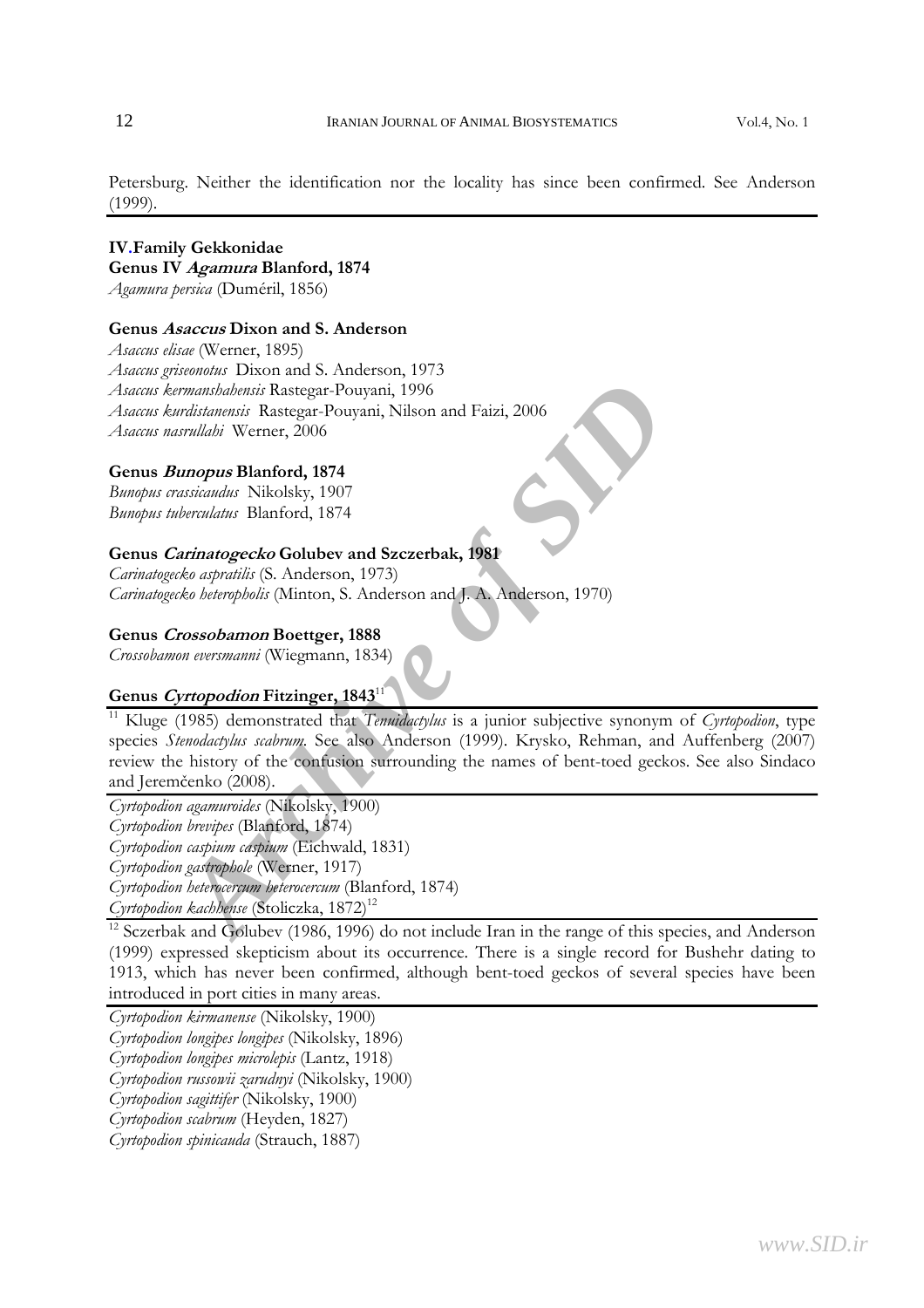Petersburg. Neither the identification nor the locality has since been confirmed. See Anderson (1999).

## IV. Family Gekkonidae

### Genus IV *Agamura* Blanford, 1874

*Agamura persica* (Duméril, 1856)

### Genus *Asaccus* Dixon and S. Anderson

*Asaccus elisae* (Werner, 1895)  
*Asaccus griseonotus* Dixon and S. Anderson, 1973  
*Asaccus kermanshahensis* Rastegar-Pouyani, 1996  
*Asaccus kurdistanensis* Rastegar-Pouyani, Nilson and Faizi, 2006  
*Asaccus nasrullahi* Werner, 2006

### Genus *Bunopus* Blanford, 1874

*Bunopus crassicaudus* Nikolsky, 1907  
*Bunopus tuberculatus* Blanford, 1874

### Genus *Carinatogecko* Golubev and Szczerbak, 1981

*Carinatogecko aspratilis* (S. Anderson, 1973)  
*Carinatogecko heteropholis* (Minton, S. Anderson and J. A. Anderson, 1970)

### Genus *Crossobamon* Boettger, 1888

*Crossobamon eversmanni* (Wiegmann, 1834)

### Genus *Cyrtopodion* Fitzinger, 1843[11]

[11] Kluge (1985) demonstrated that *Tenuidactylus* is a junior subjective synonym of *Cyrtopodion*, type species *Stenodactylus scabrum*. See also Anderson (1999). Krysko, Rehman, and Auffenberg (2007) review the history of the confusion surrounding the names of bent-toed geckos. See also Sindaco and Jeremčenko (2008).

*Cyrtopodion agamuroides* (Nikolsky, 1900)  
*Cyrtopodion brevipes* (Blanford, 1874)  
*Cyrtopodion caspium caspium* (Eichwald, 1831)  
*Cyrtopodion gastrophole* (Werner, 1917)  
*Cyrtopodion heterocercum heterocercum* (Blanford, 1874)  
*Cyrtopodion kachhense* (Stoliczka, 1872)[12]

[12] Sczerbak and Golubev (1986, 1996) do not include Iran in the range of this species, and Anderson (1999) expressed skepticism about its occurrence. There is a single record for Bushehr dating to 1913, which has never been confirmed, although bent-toed geckos of several species have been introduced in port cities in many areas.

*Cyrtopodion kirmanense* (Nikolsky, 1900)  
*Cyrtopodion longipes longipes* (Nikolsky, 1896)  
*Cyrtopodion longipes microlepis* (Lantz, 1918)  
*Cyrtopodion russowii zarudnyi* (Nikolsky, 1900)  
*Cyrtopodion sagittifer* (Nikolsky, 1900)  
*Cyrtopodion scabrum* (Heyden, 1827)  
*Cyrtopodion spinicauda* (Strauch, 1887)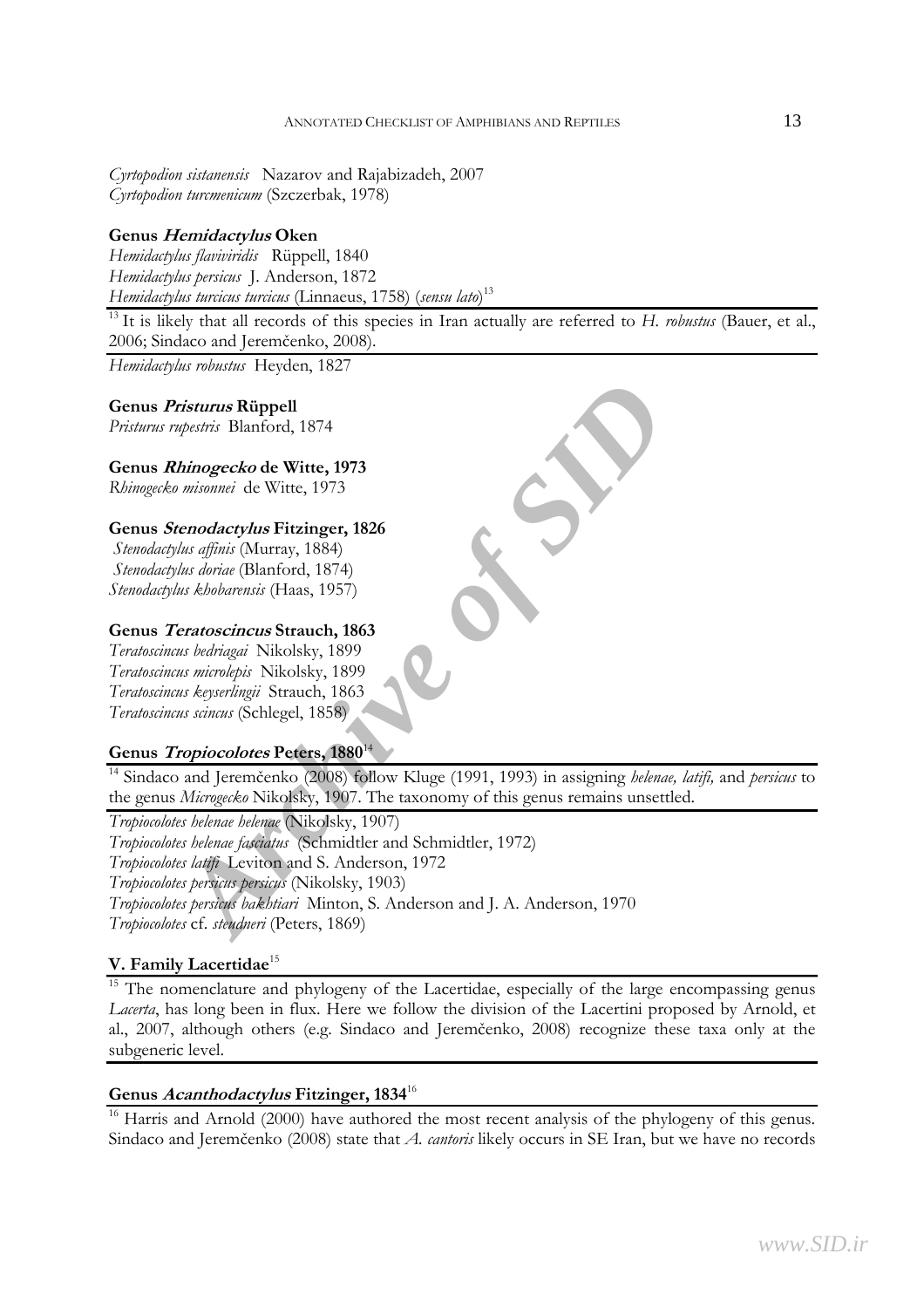*Cyrtopodion sistanensis* Nazarov and Rajabizadeh, 2007
*Cyrtopodion turcmenicum* (Szczerbak, 1978)

**Genus *Hemidactylus* Oken**
*Hemidactylus flaviviridis* Rüppell, 1840
*Hemidactylus persicus* J. Anderson, 1872
*Hemidactylus turcicus turcicus* (Linnaeus, 1758) (*sensu lato*)[13]

[13] It is likely that all records of this species in Iran actually are referred to *H. robustus* (Bauer, et al., 2006; Sindaco and Jeremčenko, 2008).

*Hemidactylus robustus* Heyden, 1827

**Genus *Pristurus* Rüppell**
*Pristurus rupestris* Blanford, 1874

**Genus *Rhinogecko* de Witte, 1973**
*Rhinogecko misonnei* de Witte, 1973

**Genus *Stenodactylus* Fitzinger, 1826**
*Stenodactylus affinis* (Murray, 1884)
*Stenodactylus doriae* (Blanford, 1874)
*Stenodactylus khobarensis* (Haas, 1957)

**Genus *Teratoscincus* Strauch, 1863**
*Teratoscincus bedriagai* Nikolsky, 1899
*Teratoscincus microlepis* Nikolsky, 1899
*Teratoscincus keyserlingii* Strauch, 1863
*Teratoscincus scincus* (Schlegel, 1858)

**Genus *Tropiocolotes* Peters, 1880**[14]

[14] Sindaco and Jeremčenko (2008) follow Kluge (1991, 1993) in assigning *helenae, latifi,* and *persicus* to the genus *Microgecko* Nikolsky, 1907. The taxonomy of this genus remains unsettled.

*Tropiocolotes helenae helenae* (Nikolsky, 1907)
*Tropiocolotes helenae fasciatus* (Schmidtler and Schmidtler, 1972)
*Tropiocolotes latifi* Leviton and S. Anderson, 1972
*Tropiocolotes persicus persicus* (Nikolsky, 1903)
*Tropiocolotes persicus bakhtiari* Minton, S. Anderson and J. A. Anderson, 1970
*Tropiocolotes* cf. *steudneri* (Peters, 1869)

**V. Family Lacertidae**[15]

[15] The nomenclature and phylogeny of the Lacertidae, especially of the large encompassing genus *Lacerta*, has long been in flux. Here we follow the division of the Lacertini proposed by Arnold, et al., 2007, although others (e.g. Sindaco and Jeremčenko, 2008) recognize these taxa only at the subgeneric level.

**Genus *Acanthodactylus* Fitzinger, 1834**[16]

[16] Harris and Arnold (2000) have authored the most recent analysis of the phylogeny of this genus. Sindaco and Jeremčenko (2008) state that *A. cantoris* likely occurs in SE Iran, but we have no records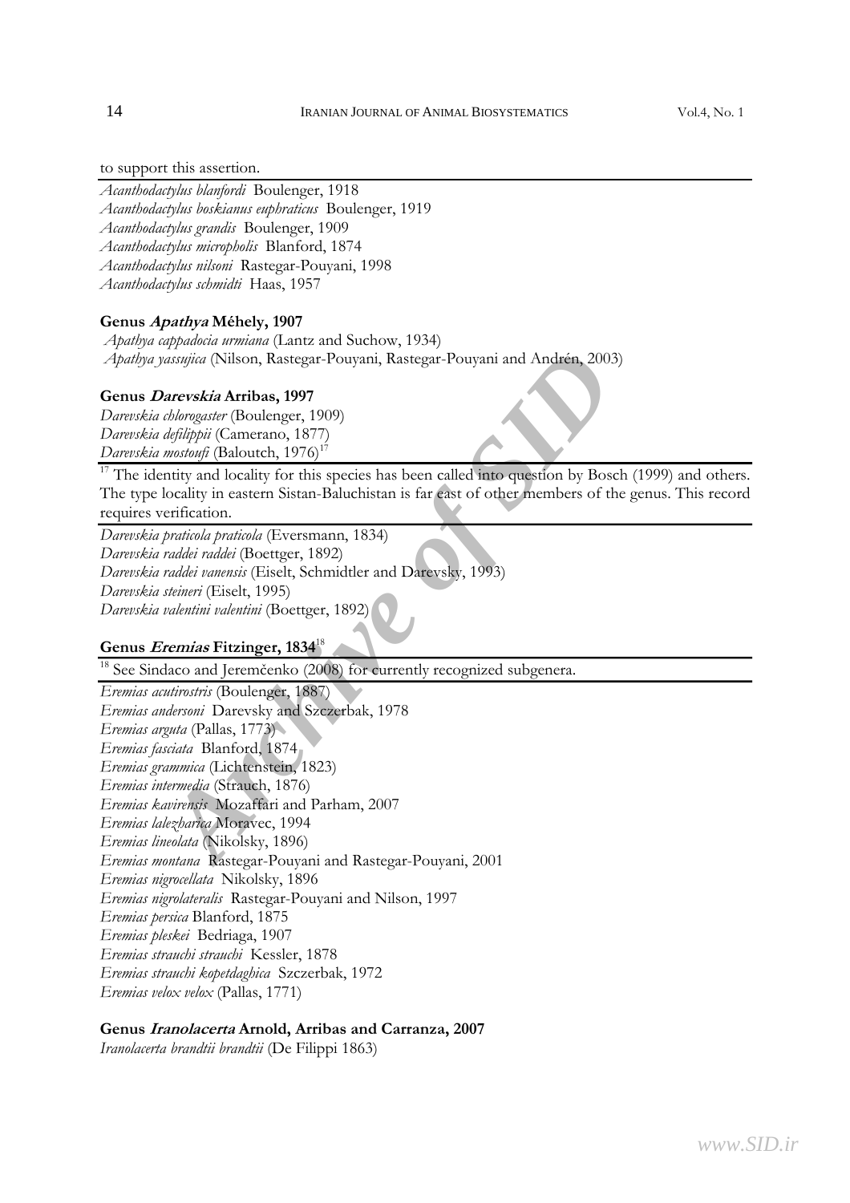to support this assertion.

*Acanthodactylus blanfordi* Boulenger, 1918
*Acanthodactylus boskianus euphraticus* Boulenger, 1919
*Acanthodactylus grandis* Boulenger, 1909
*Acanthodactylus micropholis* Blanford, 1874
*Acanthodactylus nilsoni* Rastegar-Pouyani, 1998
*Acanthodactylus schmidti* Haas, 1957

**Genus *Apathya* Méhely, 1907**

*Apathya cappadocia urmiana* (Lantz and Suchow, 1934)
*Apathya yassujica* (Nilson, Rastegar-Pouyani, Rastegar-Pouyani and Andrén, 2003)

**Genus *Darevskia* Arribas, 1997**

*Darevskia chlorogaster* (Boulenger, 1909)
*Darevskia defilippii* (Camerano, 1877)
*Darevskia mostoufi* (Baloutch, 1976)[17]

[17] The identity and locality for this species has been called into question by Bosch (1999) and others. The type locality in eastern Sistan-Baluchistan is far east of other members of the genus. This record requires verification.

*Darevskia praticola praticola* (Eversmann, 1834)
*Darevskia raddei raddei* (Boettger, 1892)
*Darevskia raddei vanensis* (Eiselt, Schmidtler and Darevsky, 1993)
*Darevskia steineri* (Eiselt, 1995)
*Darevskia valentini valentini* (Boettger, 1892)

**Genus *Eremias* Fitzinger, 1834**[18]

[18] See Sindaco and Jeremčenko (2008) for currently recognized subgenera.

*Eremias acutirostris* (Boulenger, 1887)
*Eremias andersoni* Darevsky and Szczerbak, 1978
*Eremias arguta* (Pallas, 1773)
*Eremias fasciata* Blanford, 1874
*Eremias grammica* (Lichtenstein, 1823)
*Eremias intermedia* (Strauch, 1876)
*Eremias kavirensis* Mozaffari and Parham, 2007
*Eremias lalezharica* Moravec, 1994
*Eremias lineolata* (Nikolsky, 1896)
*Eremias montana* Rastegar-Pouyani and Rastegar-Pouyani, 2001
*Eremias nigrocellata* Nikolsky, 1896
*Eremias nigrolateralis* Rastegar-Pouyani and Nilson, 1997
*Eremias persica* Blanford, 1875
*Eremias pleskei* Bedriaga, 1907
*Eremias strauchi strauchi* Kessler, 1878
*Eremias strauchi kopetdaghica* Szczerbak, 1972
*Eremias velox velox* (Pallas, 1771)

**Genus *Iranolacerta* Arnold, Arribas and Carranza, 2007**

*Iranolacerta brandtii brandtii* (De Filippi 1863)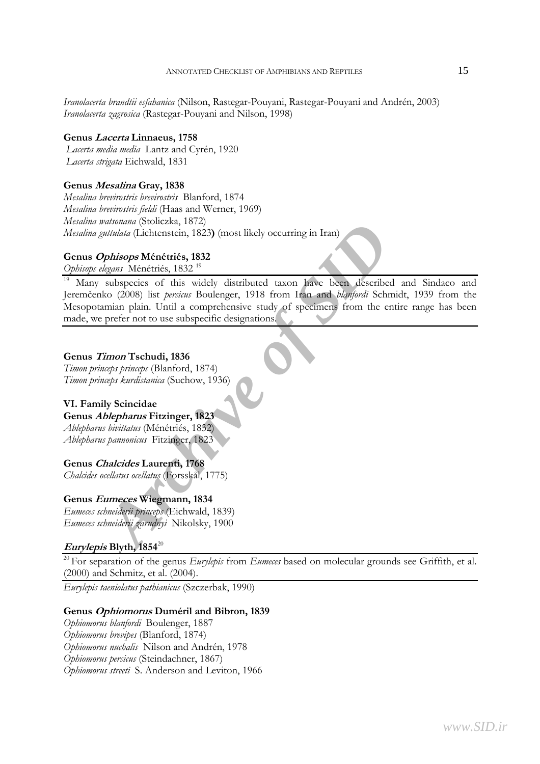*Iranolacerta brandtii esfahanica* (Nilson, Rastegar-Pouyani, Rastegar-Pouyani and Andrén, 2003)
*Iranolacerta zagrosica* (Rastegar-Pouyani and Nilson, 1998)

**Genus *Lacerta* Linnaeus, 1758**
*Lacerta media media* Lantz and Cyrén, 1920
*Lacerta strigata* Eichwald, 1831

**Genus *Mesalina* Gray, 1838**
*Mesalina brevirostris brevirostris* Blanford, 1874
*Mesalina brevirostris fieldi* (Haas and Werner, 1969)
*Mesalina watsonana* (Stoliczka, 1872)
*Mesalina guttulata* (Lichtenstein, 1823**)** (most likely occurring in Iran)

**Genus *Ophisops* Ménétriés, 1832**
*Ophisops elegans* Ménétriés, 1832 [19]

[19] Many subspecies of this widely distributed taxon have been described and Sindaco and Jeremčenko (2008) list *persicus* Boulenger, 1918 from Iran and *blanfordi* Schmidt, 1939 from the Mesopotamian plain. Until a comprehensive study of specimens from the entire range has been made, we prefer not to use subspecific designations.

**Genus *Timon* Tschudi, 1836**
*Timon princeps princeps* (Blanford, 1874)
*Timon princeps kurdistanica* (Suchow, 1936)

**VI. Family Scincidae**
**Genus *Ablepharus* Fitzinger, 1823**
*Ablepharus bivittatus* (Ménétriés, 1832)
*Ablepharus pannonicus* Fitzinger, 1823

**Genus *Chalcides* Laurenti, 1768**
*Chalcides ocellatus ocellatus* (Forsskål, 1775)

**Genus *Eumeces* Wiegmann, 1834**
*Eumeces schneiderii princeps* (Eichwald, 1839)
*Eumeces schneiderii zarudnyi* Nikolsky, 1900

***Eurylepis* Blyth, 1854**[20]

[20] For separation of the genus *Eurylepis* from *Eumeces* based on molecular grounds see Griffith, et al. (2000) and Schmitz, et al. (2004).

*Eurylepis taeniolatus pathianicus* (Szczerbak, 1990)

**Genus *Ophiomorus* Duméril and Bibron, 1839**
*Ophiomorus blanfordi* Boulenger, 1887
*Ophiomorus brevipes* (Blanford, 1874)
*Ophiomorus nuchalis* Nilson and Andrén, 1978
*Ophiomorus persicus* (Steindachner, 1867)
*Ophiomorus streeti* S. Anderson and Leviton, 1966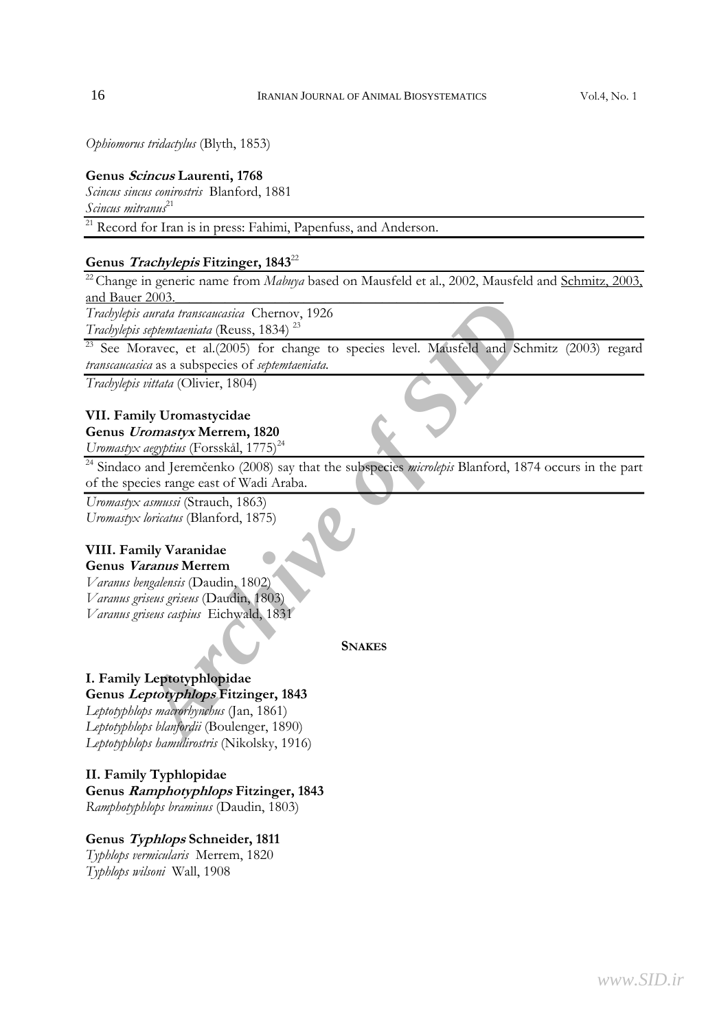*Ophiomorus tridactylus* (Blyth, 1853)

**Genus *Scincus* Laurenti, 1768**

*Scincus sincus conirostris* Blanford, 1881

*Scincus mitranus*[21]

[21] Record for Iran is in press: Fahimi, Papenfuss, and Anderson.

**Genus *Trachylepis* Fitzinger, 1843**[22]

[22] Change in generic name from *Mabuya* based on Mausfeld et al., 2002, Mausfeld and Schmitz, 2003, and Bauer 2003.

*Trachylepis aurata transcaucasica* Chernov, 1926

*Trachylepis septemtaeniata* (Reuss, 1834)[23]

[23] See Moravec, et al.(2005) for change to species level. Mausfeld and Schmitz (2003) regard *transcaucasica* as a subspecies of *septemtaeniata*.

*Trachylepis vittata* (Olivier, 1804)

**VII. Family Uromastycidae**

**Genus *Uromastyx* Merrem, 1820**

*Uromastyx aegyptius* (Forsskål, 1775)[24]

[24] Sindaco and Jeremčenko (2008) say that the subspecies *microlepis* Blanford, 1874 occurs in the part of the species range east of Wadi Araba.

*Uromastyx asmussi* (Strauch, 1863)

*Uromastyx loricatus* (Blanford, 1875)

**VIII. Family Varanidae**

**Genus *Varanus* Merrem**

*Varanus bengalensis* (Daudin, 1802)

*Varanus griseus griseus* (Daudin, 1803)

*Varanus griseus caspius* Eichwald, 1831

## SNAKES

**I. Family Leptotyphlopidae**

**Genus *Leptotyphlops* Fitzinger, 1843**

*Leptotyphlops macrorhynchus* (Jan, 1861)

*Leptotyphlops blanfordii* (Boulenger, 1890)

*Leptotyphlops hamulirostris* (Nikolsky, 1916)

**II. Family Typhlopidae**

**Genus *Ramphotyphlops* Fitzinger, 1843**

*Ramphotyphlops braminus* (Daudin, 1803)

**Genus *Typhlops* Schneider, 1811**

*Typhlops vermicularis* Merrem, 1820

*Typhlops wilsoni* Wall, 1908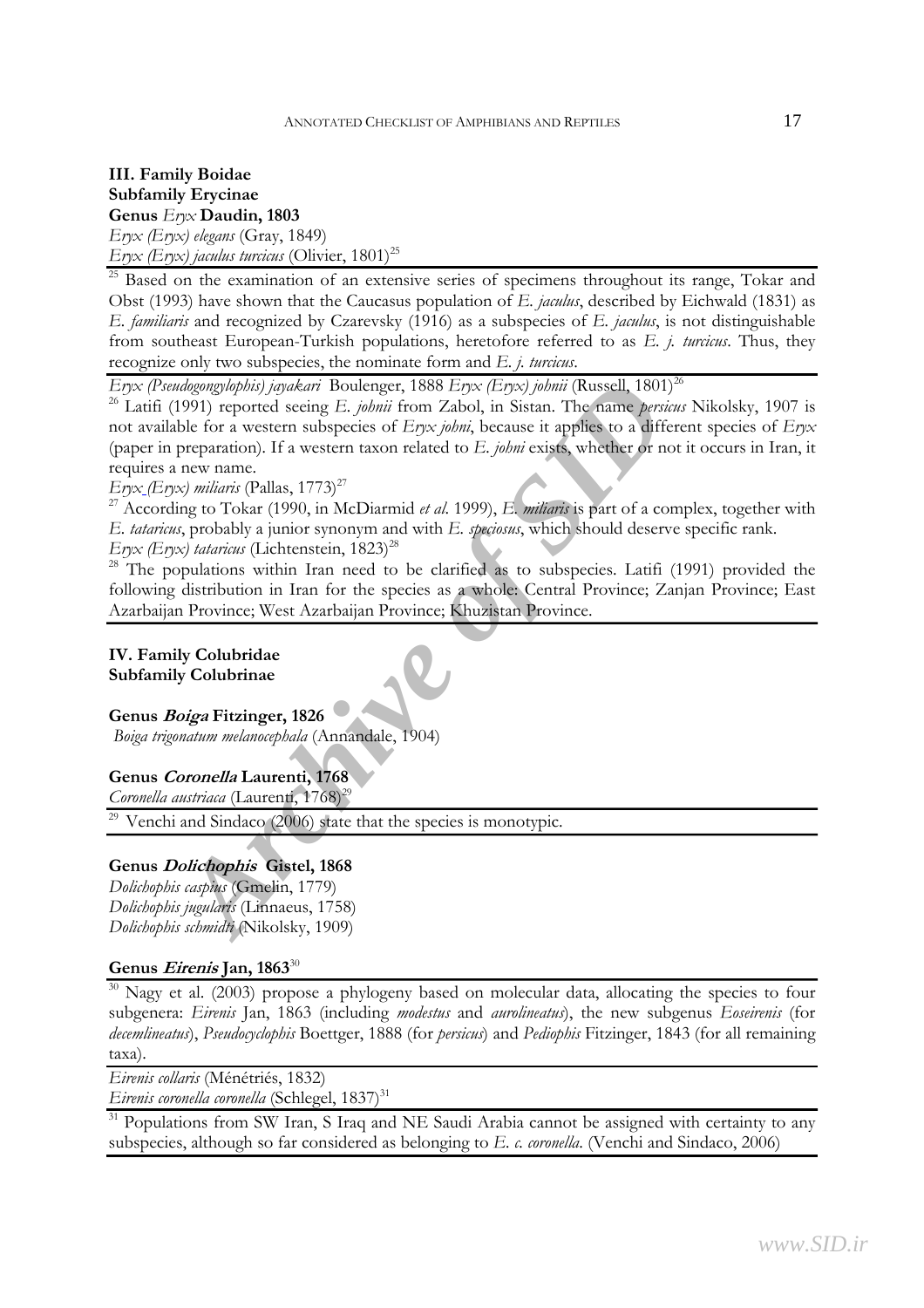**III. Family Boidae**
**Subfamily Erycinae**
**Genus *Eryx* Daudin, 1803**

*Eryx (Eryx) elegans* (Gray, 1849)
*Eryx (Eryx) jaculus turcicus* (Olivier, 1801)[25]

[25] Based on the examination of an extensive series of specimens throughout its range, Tokar and Obst (1993) have shown that the Caucasus population of *E. jaculus*, described by Eichwald (1831) as *E. familiaris* and recognized by Czarevsky (1916) as a subspecies of *E. jaculus*, is not distinguishable from southeast European-Turkish populations, heretofore referred to as *E. j. turcicus*. Thus, they recognize only two subspecies, the nominate form and *E. j. turcicus*.

*Eryx (Pseudogongylophis) jayakari* Boulenger, 1888 *Eryx (Eryx) johnii* (Russell, 1801)[26]

[26] Latifi (1991) reported seeing *E. johnii* from Zabol, in Sistan. The name *persicus* Nikolsky, 1907 is not available for a western subspecies of *Eryx johni*, because it applies to a different species of *Eryx* (paper in preparation). If a western taxon related to *E. johni* exists, whether or not it occurs in Iran, it requires a new name.

*Eryx (Eryx) miliaris* (Pallas, 1773)[27]

[27] According to Tokar (1990, in McDiarmid *et al*. 1999), *E. miliaris* is part of a complex, together with *E. tataricus*, probably a junior synonym and with *E. speciosus*, which should deserve specific rank.

*Eryx (Eryx) tataricus* (Lichtenstein, 1823)[28]

[28] The populations within Iran need to be clarified as to subspecies. Latifi (1991) provided the following distribution in Iran for the species as a whole: Central Province; Zanjan Province; East Azarbaijan Province; West Azarbaijan Province; Khuzistan Province.

**IV. Family Colubridae**
**Subfamily Colubrinae**

**Genus *Boiga* Fitzinger, 1826**

*Boiga trigonatum melanocephala* (Annandale, 1904)

**Genus *Coronella* Laurenti, 1768**

*Coronella austriaca* (Laurenti, 1768)[29]

[29] Venchi and Sindaco (2006) state that the species is monotypic.

**Genus *Dolichophis* Gistel, 1868**

*Dolichophis caspius* (Gmelin, 1779)
*Dolichophis jugularis* (Linnaeus, 1758)
*Dolichophis schmidti* (Nikolsky, 1909)

**Genus *Eirenis* Jan, 1863**[30]

[30] Nagy et al. (2003) propose a phylogeny based on molecular data, allocating the species to four subgenera: *Eirenis* Jan, 1863 (including *modestus* and *aurolineatus*), the new subgenus *Eoseirenis* (for *decemlineatus*), *Pseudocyclophis* Boettger, 1888 (for *persicus*) and *Pediophis* Fitzinger, 1843 (for all remaining taxa).

*Eirenis collaris* (Ménétriés, 1832)
*Eirenis coronella coronella* (Schlegel, 1837)[31]

[31] Populations from SW Iran, S Iraq and NE Saudi Arabia cannot be assigned with certainty to any subspecies, although so far considered as belonging to *E. c. coronella*. (Venchi and Sindaco, 2006)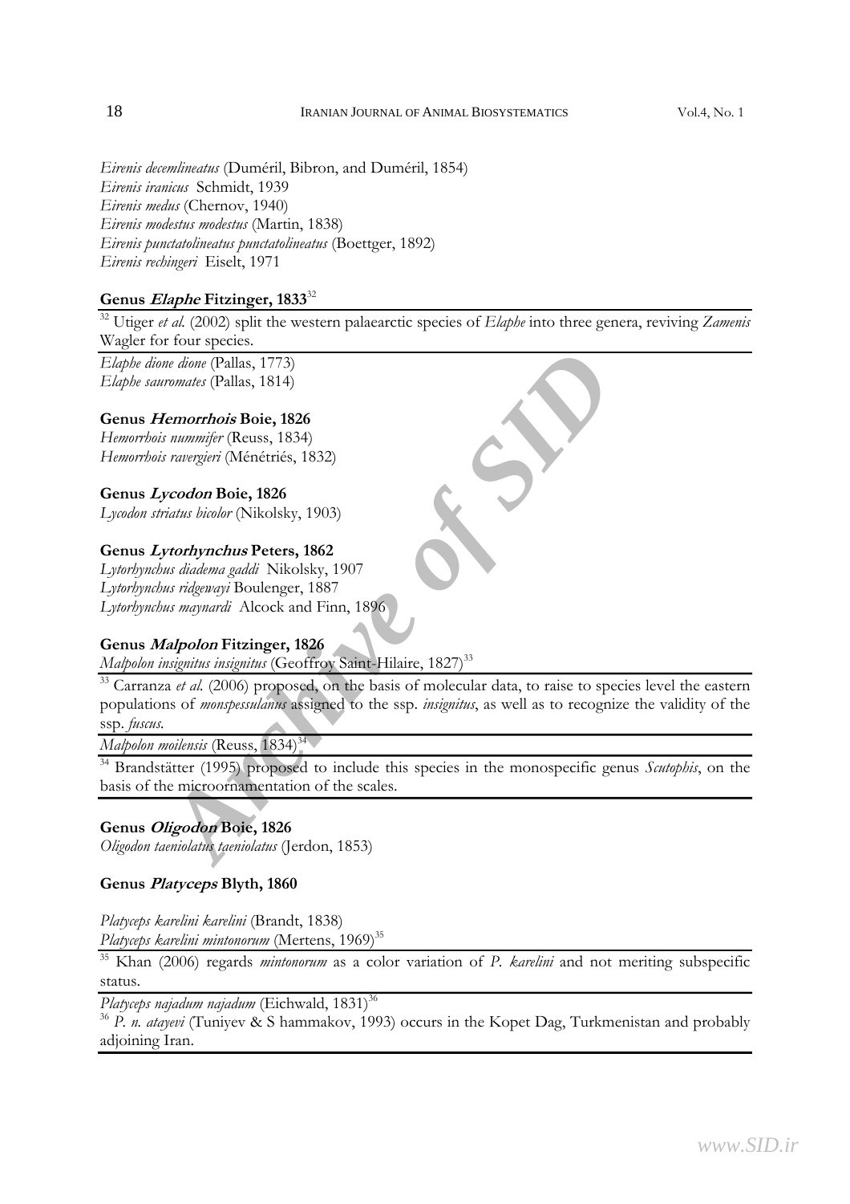*Eirenis decemlineatus* (Duméril, Bibron, and Duméril, 1854)
*Eirenis iranicus* Schmidt, 1939
*Eirenis medus* (Chernov, 1940)
*Eirenis modestus modestus* (Martin, 1838)
*Eirenis punctatolineatus punctatolineatus* (Boettger, 1892)
*Eirenis rechingeri* Eiselt, 1971

**Genus *Elaphe* Fitzinger, 1833**[32]

[32] Utiger *et al.* (2002) split the western palaearctic species of *Elaphe* into three genera, reviving *Zamenis* Wagler for four species.

*Elaphe dione dione* (Pallas, 1773)
*Elaphe sauromates* (Pallas, 1814)

**Genus *Hemorrhois* Boie, 1826**
*Hemorrhois nummifer* (Reuss, 1834)
*Hemorrhois ravergieri* (Ménétriés, 1832)

**Genus *Lycodon* Boie, 1826**
*Lycodon striatus bicolor* (Nikolsky, 1903)

**Genus *Lytorhynchus* Peters, 1862**
*Lytorhynchus diadema gaddi* Nikolsky, 1907
*Lytorhynchus ridgewayi* Boulenger, 1887
*Lytorhynchus maynardi* Alcock and Finn, 1896

**Genus *Malpolon* Fitzinger, 1826**
*Malpolon insignitus insignitus* (Geoffroy Saint-Hilaire, 1827)[33]

[33] Carranza *et al.* (2006) proposed, on the basis of molecular data, to raise to species level the eastern populations of *monspessulanus* assigned to the ssp. *insignitus*, as well as to recognize the validity of the ssp. *fuscus*.

*Malpolon moilensis* (Reuss, 1834)[34]

[34] Brandstätter (1995) proposed to include this species in the monospecific genus *Scutophis*, on the basis of the microornamentation of the scales.

**Genus *Oligodon* Boie, 1826**
*Oligodon taeniolatus taeniolatus* (Jerdon, 1853)

**Genus *Platyceps* Blyth, 1860**

*Platyceps karelini karelini* (Brandt, 1838)
*Platyceps karelini mintonorum* (Mertens, 1969)[35]

[35] Khan (2006) regards *mintonorum* as a color variation of *P. karelini* and not meriting subspecific status.

*Platyceps najadum najadum* (Eichwald, 1831)[36]

[36] *P. n. atayevi* (Tuniyev & S hammakov, 1993) occurs in the Kopet Dag, Turkmenistan and probably adjoining Iran.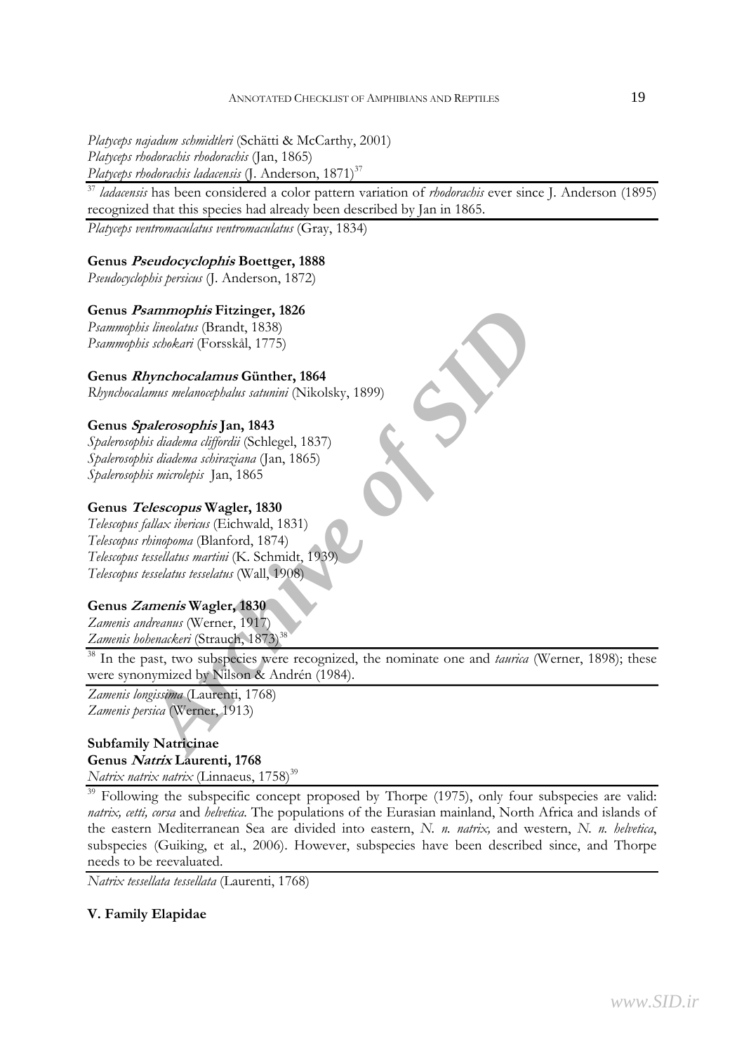*Platyceps najadum schmidtleri* (Schätti & McCarthy, 2001)
*Platyceps rhodorachis rhodorachis* (Jan, 1865)
*Platyceps rhodorachis ladacensis* (J. Anderson, 1871)[37]

[37] *ladacensis* has been considered a color pattern variation of *rhodorachis* ever since J. Anderson (1895) recognized that this species had already been described by Jan in 1865.

*Platyceps ventromaculatus ventromaculatus* (Gray, 1834)

**Genus *Pseudocyclophis* Boettger, 1888**
*Pseudocyclophis persicus* (J. Anderson, 1872)

**Genus *Psammophis* Fitzinger, 1826**
*Psammophis lineolatus* (Brandt, 1838)
*Psammophis schokari* (Forsskål, 1775)

**Genus *Rhynchocalamus* Günther, 1864**
*Rhynchocalamus melanocephalus satunini* (Nikolsky, 1899)

**Genus *Spalerosophis* Jan, 1843**
*Spalerosophis diadema cliffordii* (Schlegel, 1837)
*Spalerosophis diadema schiraziana* (Jan, 1865)
*Spalerosophis microlepis* Jan, 1865

**Genus *Telescopus* Wagler, 1830**
*Telescopus fallax ibericus* (Eichwald, 1831)
*Telescopus rhinopoma* (Blanford, 1874)
*Telescopus tessellatus martini* (K. Schmidt, 1939)
*Telescopus tesselatus tesselatus* (Wall, 1908)

**Genus *Zamenis* Wagler, 1830**
*Zamenis andreanus* (Werner, 1917)
*Zamenis hohenackeri* (Strauch, 1873)[38]

[38] In the past, two subspecies were recognized, the nominate one and *taurica* (Werner, 1898); these were synonymized by Nilson & Andrén (1984).

*Zamenis longissima* (Laurenti, 1768)
*Zamenis persica* (Werner, 1913)

**Subfamily Natricinae**
**Genus *Natrix* Laurenti, 1768**
*Natrix natrix natrix* (Linnaeus, 1758)[39]

[39] Following the subspecific concept proposed by Thorpe (1975), only four subspecies are valid: *natrix, cetti, corsa* and *helvetica*. The populations of the Eurasian mainland, North Africa and islands of the eastern Mediterranean Sea are divided into eastern, *N. n. natrix,* and western, *N. n. helvetica*, subspecies (Guiking, et al., 2006). However, subspecies have been described since, and Thorpe needs to be reevaluated.

*Natrix tessellata tessellata* (Laurenti, 1768)

**V. Family Elapidae**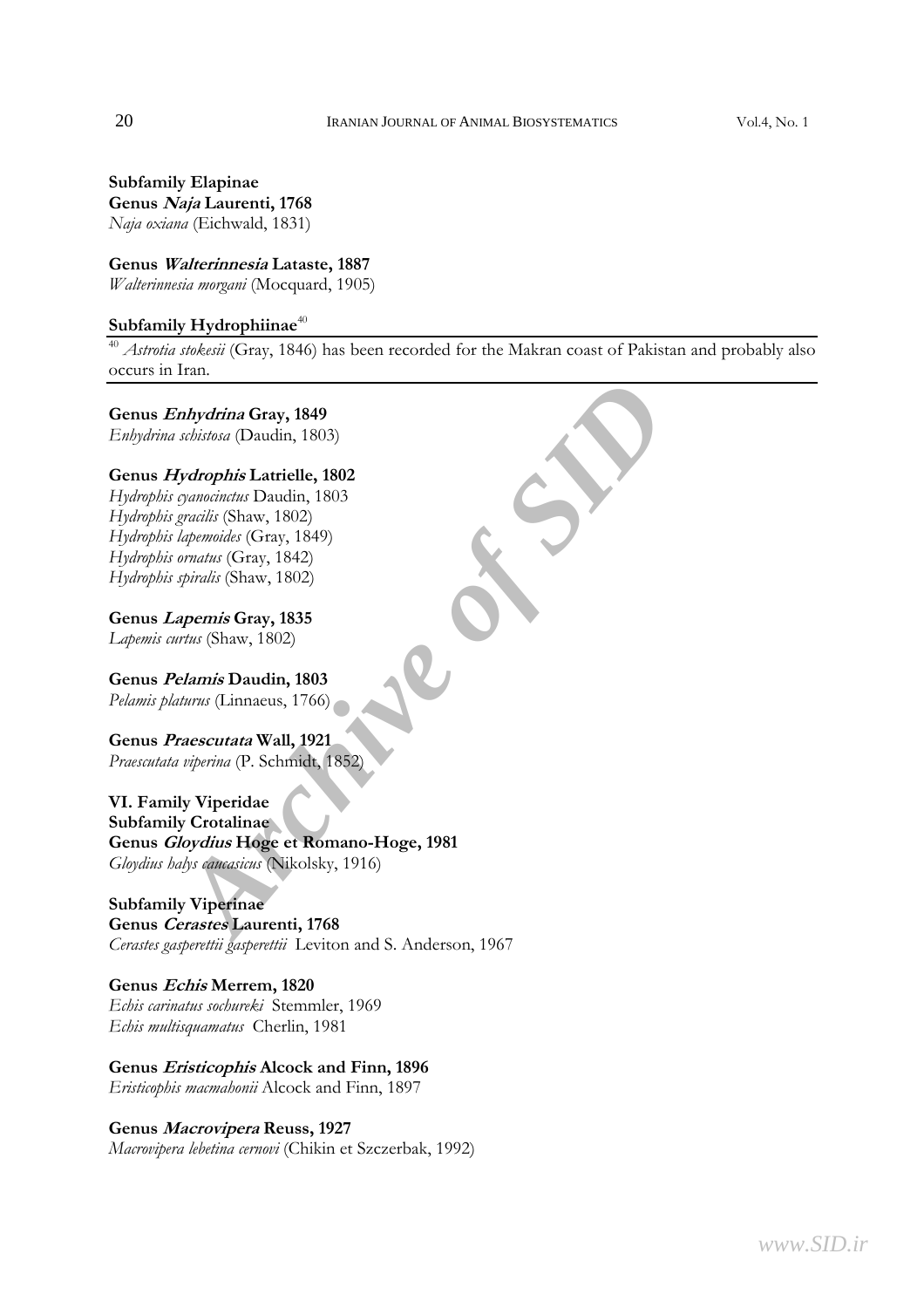**Subfamily Elapinae**
**Genus *Naja* Laurenti, 1768**
*Naja oxiana* (Eichwald, 1831)

**Genus *Walterinnesia* Lataste, 1887**
*Walterinnesia morgani* (Mocquard, 1905)

**Subfamily Hydrophiinae**[40]

[40] *Astrotia stokesii* (Gray, 1846) has been recorded for the Makran coast of Pakistan and probably also occurs in Iran.

**Genus *Enhydrina* Gray, 1849**
*Enhydrina schistosa* (Daudin, 1803)

**Genus *Hydrophis* Latrielle, 1802**
*Hydrophis cyanocinctus* Daudin, 1803
*Hydrophis gracilis* (Shaw, 1802)
*Hydrophis lapemoides* (Gray, 1849)
*Hydrophis ornatus* (Gray, 1842)
*Hydrophis spiralis* (Shaw, 1802)

**Genus *Lapemis* Gray, 1835**
*Lapemis curtus* (Shaw, 1802)

**Genus *Pelamis* Daudin, 1803**
*Pelamis platurus* (Linnaeus, 1766)

**Genus *Praescutata* Wall, 1921**
*Praescutata viperina* (P. Schmidt, 1852)

**VI. Family Viperidae**
**Subfamily Crotalinae**
**Genus *Gloydius* Hoge et Romano-Hoge, 1981**
*Gloydius halys caucasicus* (Nikolsky, 1916)

**Subfamily Viperinae**
**Genus *Cerastes* Laurenti, 1768**
*Cerastes gasperettii gasperettii* Leviton and S. Anderson, 1967

**Genus *Echis* Merrem, 1820**
*Echis carinatus sochureki* Stemmler, 1969
*Echis multisquamatus* Cherlin, 1981

**Genus *Eristicophis* Alcock and Finn, 1896**
*Eristicophis macmahonii* Alcock and Finn, 1897

**Genus *Macrovipera* Reuss, 1927**
*Macrovipera lebetina cernovi* (Chikin et Szczerbak, 1992)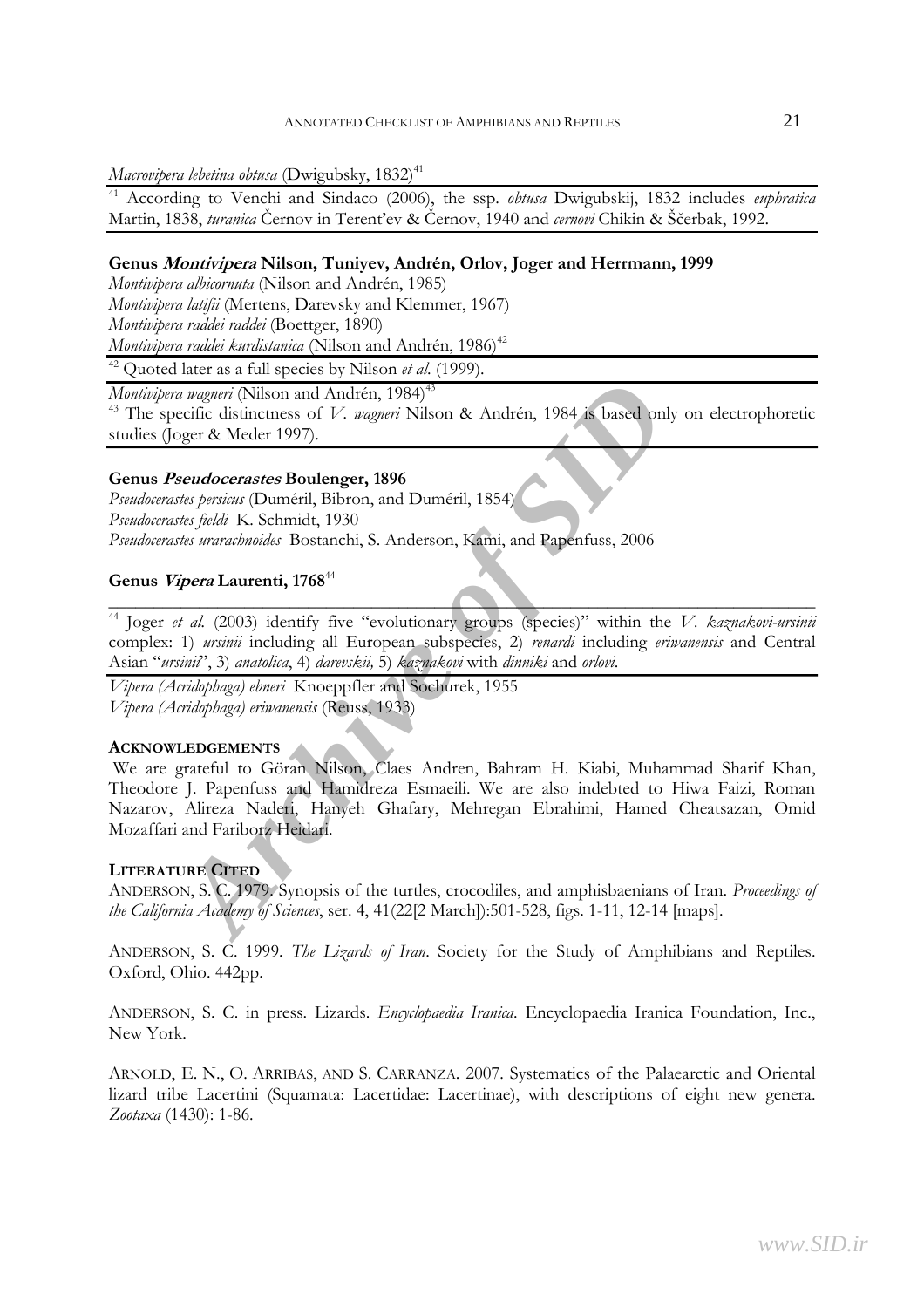*Macrovipera lebetina obtusa* (Dwigubsky, 1832)[41]

[41] According to Venchi and Sindaco (2006), the ssp. *obtusa* Dwigubskij, 1832 includes *euphratica* Martin, 1838, *turanica* Černov in Terent'ev & Černov, 1940 and *cernovi* Chikin & Ščerbak, 1992.

**Genus *Montivipera* Nilson, Tuniyev, Andrén, Orlov, Joger and Herrmann, 1999**

*Montivipera albicornuta* (Nilson and Andrén, 1985)
*Montivipera latifii* (Mertens, Darevsky and Klemmer, 1967)
*Montivipera raddei raddei* (Boettger, 1890)
*Montivipera raddei kurdistanica* (Nilson and Andrén, 1986)[42]

[42] Quoted later as a full species by Nilson *et al.* (1999).

*Montivipera wagneri* (Nilson and Andrén, 1984)[43]

[43] The specific distinctness of *V. wagneri* Nilson & Andrén, 1984 is based only on electrophoretic studies (Joger & Meder 1997).

**Genus *Pseudocerastes* Boulenger, 1896**

*Pseudocerastes persicus* (Duméril, Bibron, and Duméril, 1854)
*Pseudocerastes fieldi* K. Schmidt, 1930
*Pseudocerastes urarachnoides* Bostanchi, S. Anderson, Kami, and Papenfuss, 2006

**Genus *Vipera* Laurenti, 1768**[44]

[44] Joger *et al.* (2003) identify five "evolutionary groups (species)" within the *V. kaznakovi-ursinii* complex: 1) *ursinii* including all European subspecies, 2) *renardi* including *eriwanensis* and Central Asian "*ursinii*", 3) *anatolica*, 4) *darevskii,* 5) *kaznakovi* with *dinniki* and *orlovi*.

*Vipera (Acridophaga) ebneri* Knoeppfler and Sochurek, 1955
*Vipera (Acridophaga) eriwanensis* (Reuss, 1933)

## ACKNOWLEDGEMENTS

We are grateful to Göran Nilson, Claes Andren, Bahram H. Kiabi, Muhammad Sharif Khan, Theodore J. Papenfuss and Hamidreza Esmaeili. We are also indebted to Hiwa Faizi, Roman Nazarov, Alireza Naderi, Hanyeh Ghafary, Mehregan Ebrahimi, Hamed Cheatsazan, Omid Mozaffari and Fariborz Heidari.

## LITERATURE CITED

ANDERSON, S. C. 1979. Synopsis of the turtles, crocodiles, and amphisbaenians of Iran. *Proceedings of the California Academy of Sciences*, ser. 4, 41(22[2 March]):501-528, figs. 1-11, 12-14 [maps].

ANDERSON, S. C. 1999. *The Lizards of Iran*. Society for the Study of Amphibians and Reptiles. Oxford, Ohio. 442pp.

ANDERSON, S. C. in press. Lizards. *Encyclopaedia Iranica*. Encyclopaedia Iranica Foundation, Inc., New York.

ARNOLD, E. N., O. ARRIBAS, AND S. CARRANZA. 2007. Systematics of the Palaearctic and Oriental lizard tribe Lacertini (Squamata: Lacertidae: Lacertinae), with descriptions of eight new genera. *Zootaxa* (1430): 1-86.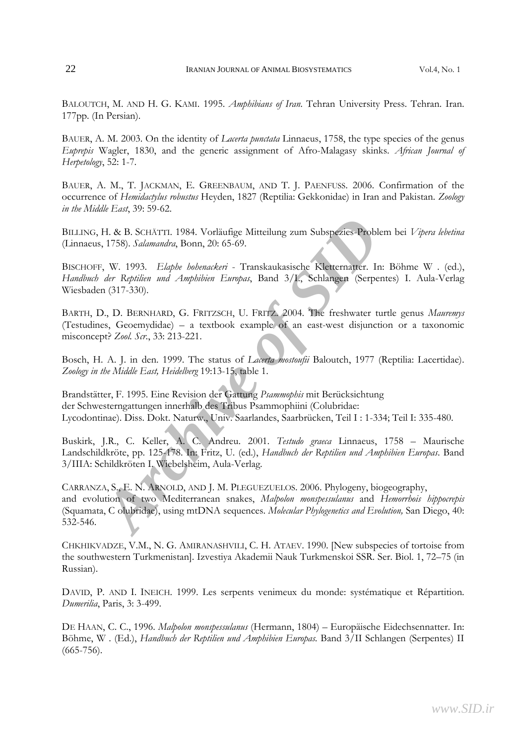BALOUTCH, M. AND H. G. KAMI. 1995. *Amphibians of Iran*. Tehran University Press. Tehran. Iran. 177pp. (In Persian).

BAUER, A. M. 2003. On the identity of *Lacerta punctata* Linnaeus, 1758, the type species of the genus *Euprepis* Wagler, 1830, and the generic assignment of Afro-Malagasy skinks. *African Journal of Herpetology*, 52: 1-7.

BAUER, A. M., T. JACKMAN, E. GREENBAUM, AND T. J. PAENFUSS. 2006. Confirmation of the occurrence of *Hemidactylus robustus* Heyden, 1827 (Reptilia: Gekkonidae) in Iran and Pakistan. *Zoology in the Middle East*, 39: 59-62.

BILLING, H. & B. SCHÄTTI. 1984. Vorläufige Mitteilung zum Subspezies-Problem bei *Vipera lebetina* (Linnaeus, 1758). *Salamandra*, Bonn, 20: 65-69.

BISCHOFF, W. 1993. *Elaphe hohenackeri* - Transkaukasische Kletternatter. In: Böhme W . (ed.), *Handbuch der Reptilien und Amphibien Europas*, Band 3/I., Schlangen (Serpentes) I. Aula-Verlag Wiesbaden (317-330).

BARTH, D., D. BERNHARD, G. FRITZSCH, U. FRITZ. 2004. The freshwater turtle genus *Mauremys* (Testudines, Geoemydidae) – a textbook example of an east-west disjunction or a taxonomic misconcept? *Zool. Scr.*, 33: 213-221.

Bosch, H. A. J. in den. 1999. The status of *Lacerta mostoufii* Baloutch, 1977 (Reptilia: Lacertidae). *Zoology in the Middle East, Heidelberg* 19:13-15, table 1.

Brandstätter, F. 1995. Eine Revision der Gattung *Psammophis* mit Berücksichtung der Schwesterngattungen innerhalb des Tribus Psammophiini (Colubridae: Lycodontinae). Diss. Dokt. Naturw., Univ. Saarlandes, Saarbrücken, Teil I : 1-334; Teil I: 335-480.

Buskirk, J.R., C. Keller, A. C. Andreu. 2001. *Testudo graeca* Linnaeus, 1758 – Maurische Landschildkröte, pp. 125-178. In: Fritz, U. (ed.), *Handbuch der Reptilien und Amphibien Europas*. Band 3/IIIA: Schildkröten I. Wiebelsheim, Aula-Verlag.

CARRANZA, S., E. N. ARNOLD, AND J. M. PLEGUEZUELOS. 2006. Phylogeny, biogeography, and evolution of two Mediterranean snakes, *Malpolon monspessulanus* and *Hemorrhois hippocrepis* (Squamata, C olubridae), using mtDNA sequences. *Molecular Phylogenetics and Evolution,* San Diego, 40: 532-546.

CHKHIKVADZE, V.M., N. G. AMIRANASHVILI, C. H. ATAEV. 1990. [New subspecies of tortoise from the southwestern Turkmenistan]. Izvestiya Akademii Nauk Turkmenskoi SSR. Ser. Biol. 1, 72–75 (in Russian).

DAVID, P. AND I. INEICH. 1999. Les serpents venimeux du monde: systématique et Répartition. *Dumerilia*, Paris, 3: 3-499.

DE HAAN, C. C., 1996. *Malpolon monspessulanus* (Hermann, 1804) – Europäische Eidechsennatter. In: Böhme, W . (Ed.), *Handbuch der Reptilien und Amphibien Europas.* Band 3/II Schlangen (Serpentes) II (665-756).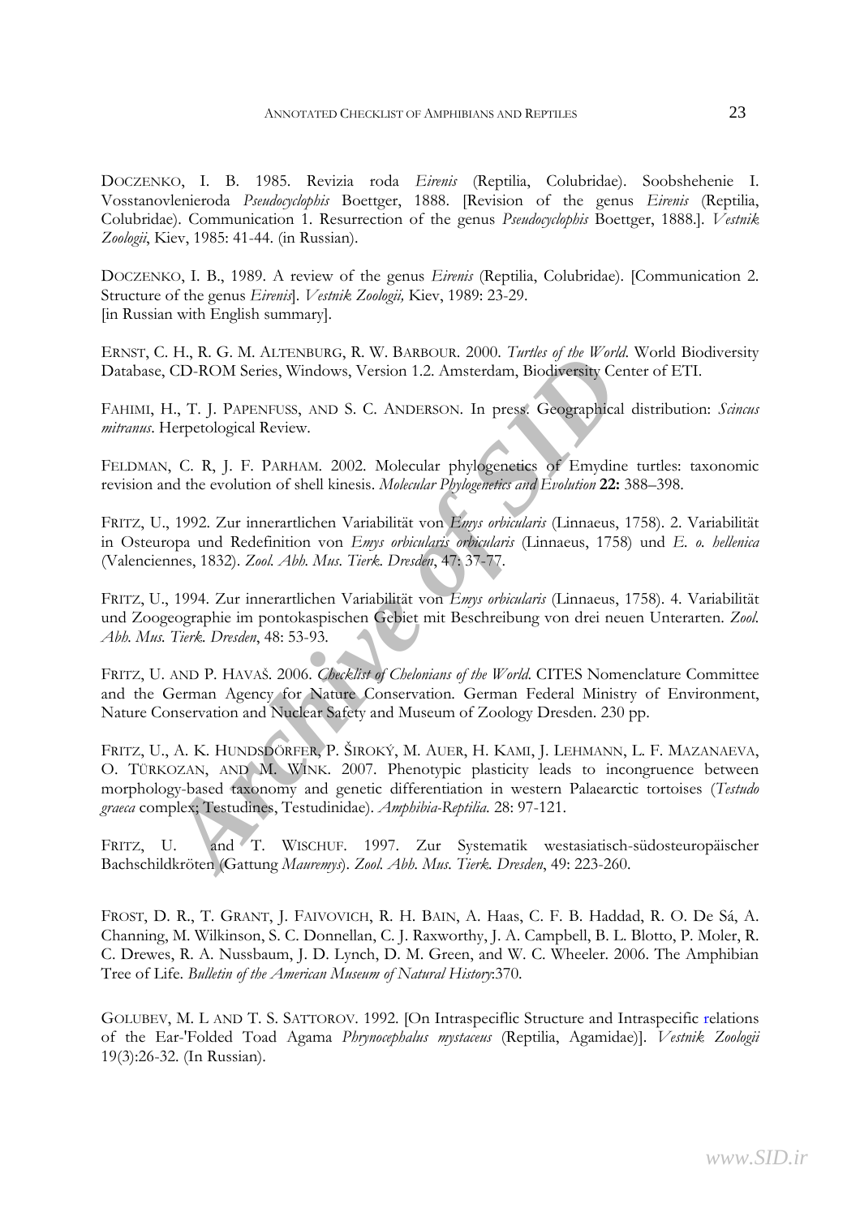DOCZENKO, I. B. 1985. Revizia roda *Eirenis* (Reptilia, Colubridae). Soobshehenie I. Vosstanovlenieroda *Pseudocyclophis* Boettger, 1888. [Revision of the genus *Eirenis* (Reptilia, Colubridae). Communication 1. Resurrection of the genus *Pseudocyclophis* Boettger, 1888.]. *Vestnik Zoologii*, Kiev, 1985: 41-44. (in Russian).

DOCZENKO, I. B., 1989. A review of the genus *Eirenis* (Reptilia, Colubridae). [Communication 2. Structure of the genus *Eirenis*]. *Vestnik Zoologii,* Kiev, 1989: 23-29.
[in Russian with English summary].

ERNST, C. H., R. G. M. ALTENBURG, R. W. BARBOUR. 2000. *Turtles of the World*. World Biodiversity Database, CD-ROM Series, Windows, Version 1.2. Amsterdam, Biodiversity Center of ETI.

FAHIMI, H., T. J. PAPENFUSS, AND S. C. ANDERSON. In press. Geographical distribution: *Scincus mitranus*. Herpetological Review.

FELDMAN, C. R, J. F. PARHAM. 2002. Molecular phylogenetics of Emydine turtles: taxonomic revision and the evolution of shell kinesis. *Molecular Phylogenetics and Evolution* **22:** 388–398.

FRITZ, U., 1992. Zur innerartlichen Variabilität von *Emys orbicularis* (Linnaeus, 1758). 2. Variabilität in Osteuropa und Redefinition von *Emys orbicularis orbicularis* (Linnaeus, 1758) und *E. o. hellenica* (Valenciennes, 1832). *Zool. Abh. Mus. Tierk. Dresden*, 47: 37-77.

FRITZ, U., 1994. Zur innerartlichen Variabilität von *Emys orbicularis* (Linnaeus, 1758). 4. Variabilität und Zoogeographie im pontokaspischen Gebiet mit Beschreibung von drei neuen Unterarten. *Zool. Abh. Mus. Tierk. Dresden*, 48: 53-93.

FRITZ, U. AND P. HAVAŠ. 2006. *Checklist of Chelonians of the World*. CITES Nomenclature Committee and the German Agency for Nature Conservation. German Federal Ministry of Environment, Nature Conservation and Nuclear Safety and Museum of Zoology Dresden. 230 pp.

FRITZ, U., A. K. HUNDSDÖRFER, P. ŠIROKÝ, M. AUER, H. KAMI, J. LEHMANN, L. F. MAZANAEVA, O. TÜRKOZAN, AND M. WINK. 2007. Phenotypic plasticity leads to incongruence between morphology-based taxonomy and genetic differentiation in western Palaearctic tortoises (*Testudo graeca* complex; Testudines, Testudinidae). *Amphibia-Reptilia*. 28: 97-121.

FRITZ, U. and T. WISCHUF. 1997. Zur Systematik westasiatisch-südosteuropäischer Bachschildkröten (Gattung *Mauremys*). *Zool. Abh. Mus. Tierk. Dresden*, 49: 223-260.

FROST, D. R., T. GRANT, J. FAIVOVICH, R. H. BAIN, A. Haas, C. F. B. Haddad, R. O. De Sá, A. Channing, M. Wilkinson, S. C. Donnellan, C. J. Raxworthy, J. A. Campbell, B. L. Blotto, P. Moler, R. C. Drewes, R. A. Nussbaum, J. D. Lynch, D. M. Green, and W. C. Wheeler. 2006. The Amphibian Tree of Life. *Bulletin of the American Museum of Natural History*:370.

GOLUBEV, M. L AND T. S. SATTOROV. 1992. [On Intraspeciflic Structure and Intraspecific relations of the Ear-'Folded Toad Agama *Phrynocephalus mystaceus* (Reptilia, Agamidae)]. *Vestnik Zoologii* 19(3):26-32. (In Russian).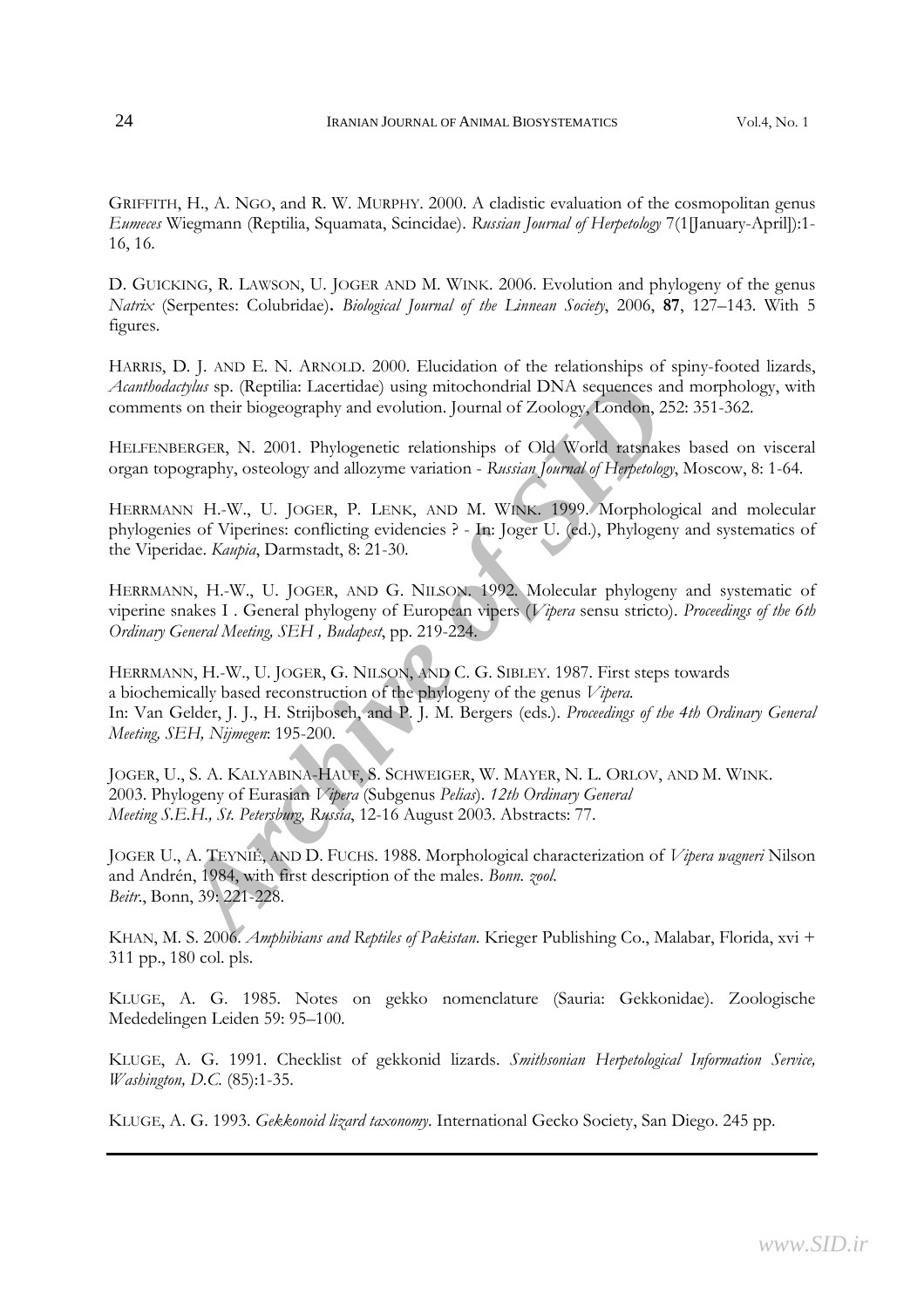GRIFFITH, H., A. NGO, and R. W. MURPHY. 2000. A cladistic evaluation of the cosmopolitan genus *Eumeces* Wiegmann (Reptilia, Squamata, Scincidae). *Russian Journal of Herpetology* 7(1[January-April]):1-16, 16.

D. GUICKING, R. LAWSON, U. JOGER AND M. WINK. 2006. Evolution and phylogeny of the genus *Natrix* (Serpentes: Colubridae). *Biological Journal of the Linnean Society*, 2006, **87**, 127–143. With 5 figures.

HARRIS, D. J. AND E. N. ARNOLD. 2000. Elucidation of the relationships of spiny-footed lizards, *Acanthodactylus* sp. (Reptilia: Lacertidae) using mitochondrial DNA sequences and morphology, with comments on their biogeography and evolution. Journal of Zoology, London, 252: 351-362.

HELFENBERGER, N. 2001. Phylogenetic relationships of Old World ratsnakes based on visceral organ topography, osteology and allozyme variation - *Russian Journal of Herpetology*, Moscow, 8: 1-64.

HERRMANN H.-W., U. JOGER, P. LENK, AND M. WINK. 1999. Morphological and molecular phylogenies of Viperines: conflicting evidencies ? - In: Joger U. (ed.), Phylogeny and systematics of the Viperidae. *Kaupia*, Darmstadt, 8: 21-30.

HERRMANN, H.-W., U. JOGER, AND G. NILSON. 1992. Molecular phylogeny and systematic of viperine snakes I . General phylogeny of European vipers (*Vipera* sensu stricto). *Proceedings of the 6th Ordinary General Meeting, SEH , Budapest*, pp. 219-224.

HERRMANN, H.-W., U. JOGER, G. NILSON, AND C. G. SIBLEY. 1987. First steps towards a biochemically based reconstruction of the phylogeny of the genus *Vipera*. In: Van Gelder, J. J., H. Strijbosch, and P. J. M. Bergers (eds.). *Proceedings of the 4th Ordinary General Meeting, SEH, Nijmegen*: 195-200.

JOGER, U., S. A. KALYABINA-HAUF, S. SCHWEIGER, W. MAYER, N. L. ORLOV, AND M. WINK. 2003. Phylogeny of Eurasian *Vipera* (Subgenus *Pelias*). *12th Ordinary General Meeting S.E.H., St. Petersburg, Russia*, 12-16 August 2003. Abstracts: 77.

JOGER U., A. TEYNIÉ, AND D. FUCHS. 1988. Morphological characterization of *Vipera wagneri* Nilson and Andrén, 1984, with first description of the males. *Bonn. zool. Beitr.*, Bonn, 39: 221-228.

KHAN, M. S. 2006. *Amphibians and Reptiles of Pakistan*. Krieger Publishing Co., Malabar, Florida, xvi + 311 pp., 180 col. pls.

KLUGE, A. G. 1985. Notes on gekko nomenclature (Sauria: Gekkonidae). Zoologische Mededelingen Leiden 59: 95–100.

KLUGE, A. G. 1991. Checklist of gekkonid lizards. *Smithsonian Herpetological Information Service, Washington, D.C.* (85):1-35.

KLUGE, A. G. 1993. *Gekkonoid lizard taxonomy*. International Gecko Society, San Diego. 245 pp.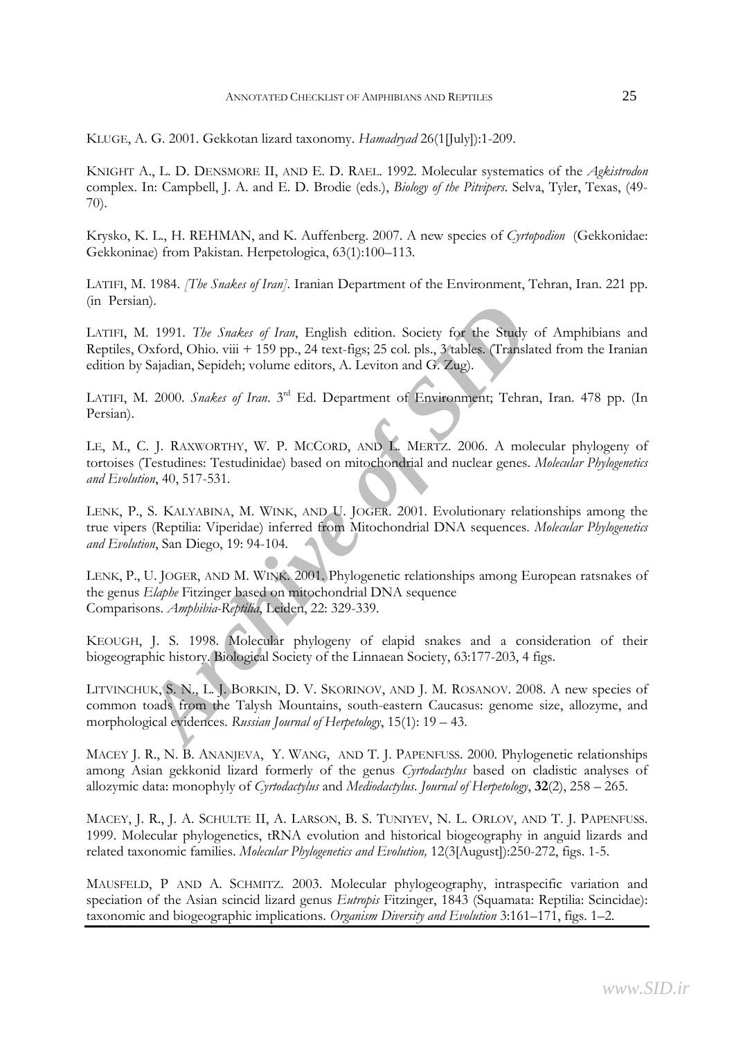KLUGE, A. G. 2001. Gekkotan lizard taxonomy. *Hamadryad* 26(1[July]):1-209.

KNIGHT A., L. D. DENSMORE II, AND E. D. RAEL. 1992. Molecular systematics of the *Agkistrodon* complex. In: Campbell, J. A. and E. D. Brodie (eds.), *Biology of the Pitvipers*. Selva, Tyler, Texas, (49-70).

Krysko, K. L., H. REHMAN, and K. Auffenberg. 2007. A new species of *Cyrtopodion* (Gekkonidae: Gekkoninae) from Pakistan. Herpetologica, 63(1):100–113.

LATIFI, M. 1984. *[The Snakes of Iran]*. Iranian Department of the Environment, Tehran, Iran. 221 pp. (in Persian).

LATIFI, M. 1991. *The Snakes of Iran*, English edition. Society for the Study of Amphibians and Reptiles, Oxford, Ohio. viii + 159 pp., 24 text-figs; 25 col. pls., 3 tables. (Translated from the Iranian edition by Sajadian, Sepideh; volume editors, A. Leviton and G. Zug).

LATIFI, M. 2000. *Snakes of Iran*. 3rd Ed. Department of Environment; Tehran, Iran. 478 pp. (In Persian).

LE, M., C. J. RAXWORTHY, W. P. MCCORD, AND L. MERTZ. 2006. A molecular phylogeny of tortoises (Testudines: Testudinidae) based on mitochondrial and nuclear genes. *Molecular Phylogenetics and Evolution*, 40, 517-531.

LENK, P., S. KALYABINA, M. WINK, AND U. JOGER. 2001. Evolutionary relationships among the true vipers (Reptilia: Viperidae) inferred from Mitochondrial DNA sequences. *Molecular Phylogenetics and Evolution*, San Diego, 19: 94-104.

LENK, P., U. JOGER, AND M. WINK. 2001. Phylogenetic relationships among European ratsnakes of the genus *Elaphe* Fitzinger based on mitochondrial DNA sequence Comparisons. *Amphibia-Reptilia*, Leiden, 22: 329-339.

KEOUGH, J. S. 1998. Molecular phylogeny of elapid snakes and a consideration of their biogeographic history. Biological Society of the Linnaean Society, 63:177-203, 4 figs.

LITVINCHUK, S. N., L. J. BORKIN, D. V. SKORINOV, AND J. M. ROSANOV. 2008. A new species of common toads from the Talysh Mountains, south-eastern Caucasus: genome size, allozyme, and morphological evidences. *Russian Journal of Herpetology*, 15(1): 19 – 43.

MACEY J. R., N. B. ANANJEVA, Y. WANG, AND T. J. PAPENFUSS. 2000. Phylogenetic relationships among Asian gekkonid lizard formerly of the genus *Cyrtodactylus* based on cladistic analyses of allozymic data: monophyly of *Cyrtodactylus* and *Mediodactylus*. *Journal of Herpetology*, **32**(2), 258 – 265.

MACEY, J. R., J. A. SCHULTE II, A. LARSON, B. S. TUNIYEV, N. L. ORLOV, AND T. J. PAPENFUSS. 1999. Molecular phylogenetics, tRNA evolution and historical biogeography in anguid lizards and related taxonomic families. *Molecular Phylogenetics and Evolution*, 12(3[August]):250-272, figs. 1-5.

MAUSFELD, P AND A. SCHMITZ. 2003. Molecular phylogeography, intraspecific variation and speciation of the Asian scincid lizard genus *Eutropis* Fitzinger, 1843 (Squamata: Reptilia: Scincidae): taxonomic and biogeographic implications. *Organism Diversity and Evolution* 3:161–171, figs. 1–2.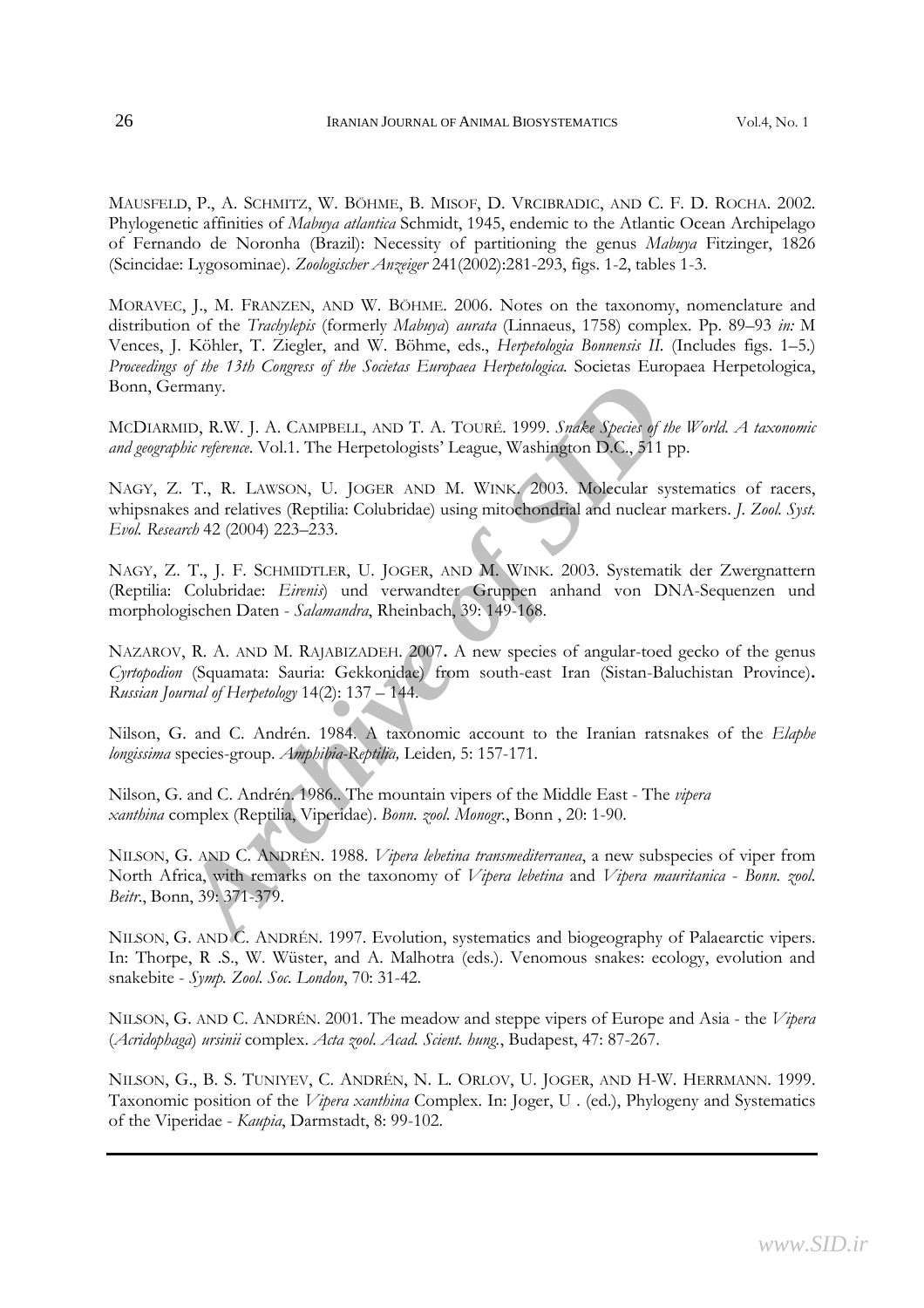MAUSFELD, P., A. SCHMITZ, W. BÖHME, B. MISOF, D. VRCIBRADIC, AND C. F. D. ROCHA. 2002. Phylogenetic affinities of *Mabuya atlantica* Schmidt, 1945, endemic to the Atlantic Ocean Archipelago of Fernando de Noronha (Brazil): Necessity of partitioning the genus *Mabuya* Fitzinger, 1826 (Scincidae: Lygosominae). *Zoologischer Anzeiger* 241(2002):281-293, figs. 1-2, tables 1-3.

MORAVEC, J., M. FRANZEN, AND W. BÖHME. 2006. Notes on the taxonomy, nomenclature and distribution of the *Trachylepis* (formerly *Mabuya*) *aurata* (Linnaeus, 1758) complex. Pp. 89–93 *in:* M Vences, J. Köhler, T. Ziegler, and W. Böhme, eds., *Herpetologia Bonnensis II.* (Includes figs. 1–5.) *Proceedings of the 13th Congress of the Societas Europaea Herpetologica.* Societas Europaea Herpetologica, Bonn, Germany.

MCDIARMID, R.W. J. A. CAMPBELL, AND T. A. TOURÉ. 1999. *Snake Species of the World. A taxonomic and geographic reference*. Vol.1. The Herpetologists' League, Washington D.C., 511 pp.

NAGY, Z. T., R. LAWSON, U. JOGER AND M. WINK. 2003. Molecular systematics of racers, whipsnakes and relatives (Reptilia: Colubridae) using mitochondrial and nuclear markers. *J. Zool. Syst. Evol. Research* 42 (2004) 223–233.

NAGY, Z. T., J. F. SCHMIDTLER, U. JOGER, AND M. WINK. 2003. Systematik der Zwergnattern (Reptilia: Colubridae: *Eirenis*) und verwandter Gruppen anhand von DNA-Sequenzen und morphologischen Daten - *Salamandra*, Rheinbach, 39: 149-168.

NAZAROV, R. A. AND M. RAJABIZADEH. 2007**.** A new species of angular-toed gecko of the genus *Cyrtopodion* (Squamata: Sauria: Gekkonidae) from south-east Iran (Sistan-Baluchistan Province)**.** *Russian Journal of Herpetology* 14(2): 137 – 144.

Nilson, G. and C. Andrén. 1984. A taxonomic account to the Iranian ratsnakes of the *Elaphe longissima* species-group. *Amphibia-Reptilia,* Leiden*,* 5: 157-171.

Nilson, G. and C. Andrén. 1986.. The mountain vipers of the Middle East - The *vipera xanthina* complex (Reptilia, Viperidae). *Bonn. zool. Monogr.*, Bonn , 20: 1-90.

NILSON, G. AND C. ANDRÉN. 1988. *Vipera lebetina transmediterranea*, a new subspecies of viper from North Africa, with remarks on the taxonomy of *Vipera lebetina* and *Vipera mauritanica* - *Bonn. zool. Beitr.*, Bonn, 39: 371-379.

NILSON, G. AND C. ANDRÉN. 1997. Evolution, systematics and biogeography of Palaearctic vipers. In: Thorpe, R .S., W. Wüster, and A. Malhotra (eds.). Venomous snakes: ecology, evolution and snakebite - *Symp. Zool. Soc. London*, 70: 31-42.

NILSON, G. AND C. ANDRÉN. 2001. The meadow and steppe vipers of Europe and Asia - the *Vipera* (*Acridophaga*) *ursinii* complex. *Acta zool. Acad. Scient. hung.*, Budapest, 47: 87-267.

NILSON, G., B. S. TUNIYEV, C. ANDRÉN, N. L. ORLOV, U. JOGER, AND H-W. HERRMANN. 1999. Taxonomic position of the *Vipera xanthina* Complex. In: Joger, U . (ed.), Phylogeny and Systematics of the Viperidae - *Kaupia*, Darmstadt, 8: 99-102.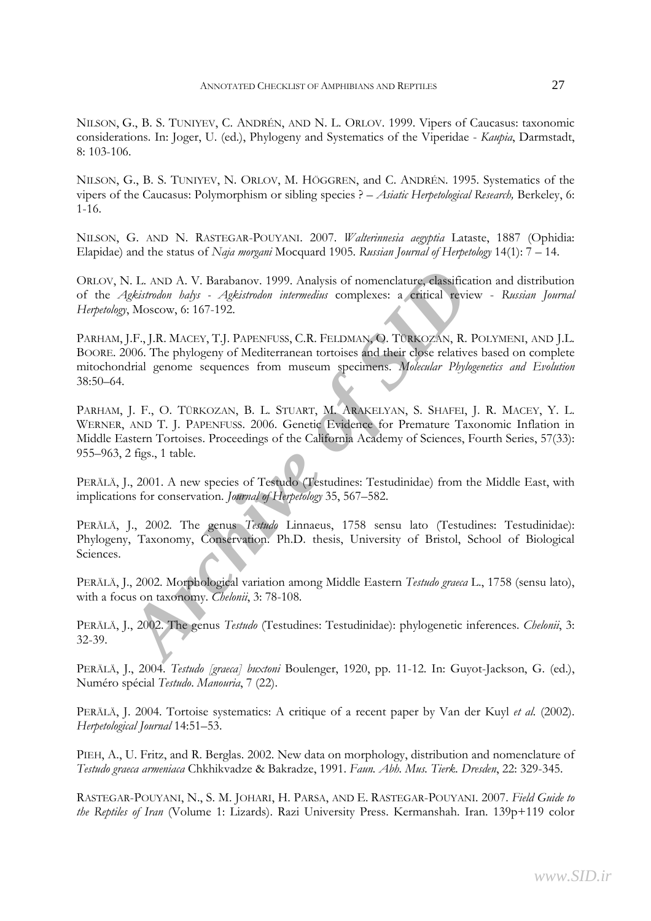NILSON, G., B. S. TUNIYEV, C. ANDRÉN, AND N. L. ORLOV. 1999. Vipers of Caucasus: taxonomic considerations. In: Joger, U. (ed.), Phylogeny and Systematics of the Viperidae - *Kaupia*, Darmstadt, 8: 103-106.

NILSON, G., B. S. TUNIYEV, N. ORLOV, M. HÖGGREN, and C. ANDRÉN. 1995. Systematics of the vipers of the Caucasus: Polymorphism or sibling species ? – *Asiatic Herpetological Research,* Berkeley, 6: 1-16.

NILSON, G. AND N. RASTEGAR-POUYANI. 2007. *Walterinnesia aegyptia* Lataste, 1887 (Ophidia: Elapidae) and the status of *Naja morgani* Mocquard 1905. *Russian Journal of Herpetology* 14(1): 7 – 14.

ORLOV, N. L. AND A. V. Barabanov. 1999. Analysis of nomenclature, classification and distribution of the *Agkistrodon halys - Agkistrodon intermedius* complexes: a critical review - *Russian Journal Herpetology*, Moscow, 6: 167-192.

PARHAM, J.F., J.R. MACEY, T.J. PAPENFUSS, C.R. FELDMAN, O. TÜRKOZAN, R. POLYMENI, AND J.L. BOORE. 2006. The phylogeny of Mediterranean tortoises and their close relatives based on complete mitochondrial genome sequences from museum specimens. *Molecular Phylogenetics and Evolution* 38:50–64.

PARHAM, J. F., O. TÜRKOZAN, B. L. STUART, M. ARAKELYAN, S. SHAFEI, J. R. MACEY, Y. L. WERNER, AND T. J. PAPENFUSS. 2006. Genetic Evidence for Premature Taxonomic Inflation in Middle Eastern Tortoises. Proceedings of the California Academy of Sciences, Fourth Series, 57(33): 955–963, 2 figs., 1 table.

PERÄLÄ, J., 2001. A new species of Testudo (Testudines: Testudinidae) from the Middle East, with implications for conservation. *Journal of Herpetology* 35, 567–582.

PERÄLÄ, J., 2002. The genus *Testudo* Linnaeus, 1758 sensu lato (Testudines: Testudinidae): Phylogeny, Taxonomy, Conservation. Ph.D. thesis, University of Bristol, School of Biological Sciences.

PERÄLÄ, J., 2002. Morphological variation among Middle Eastern *Testudo graeca* L., 1758 (sensu lato), with a focus on taxonomy. *Chelonii*, 3: 78-108.

PERÄLÄ, J., 2002. The genus *Testudo* (Testudines: Testudinidae): phylogenetic inferences. *Chelonii*, 3: 32-39.

PERÄLÄ, J., 2004. *Testudo [graeca] buxtoni* Boulenger, 1920, pp. 11-12. In: Guyot-Jackson, G. (ed.), Numéro spécial *Testudo*. *Manouria*, 7 (22).

PERÄLÄ, J. 2004. Tortoise systematics: A critique of a recent paper by Van der Kuyl *et al.* (2002). *Herpetological Journal* 14:51–53.

PIEH, A., U. Fritz, and R. Berglas. 2002. New data on morphology, distribution and nomenclature of *Testudo graeca armeniaca* Chkhikvadze & Bakradze, 1991. *Faun. Abh. Mus. Tierk. Dresden*, 22: 329-345.

RASTEGAR-POUYANI, N., S. M. JOHARI, H. PARSA, AND E. RASTEGAR-POUYANI. 2007. *Field Guide to the Reptiles of Iran* (Volume 1: Lizards). Razi University Press. Kermanshah. Iran. 139p+119 color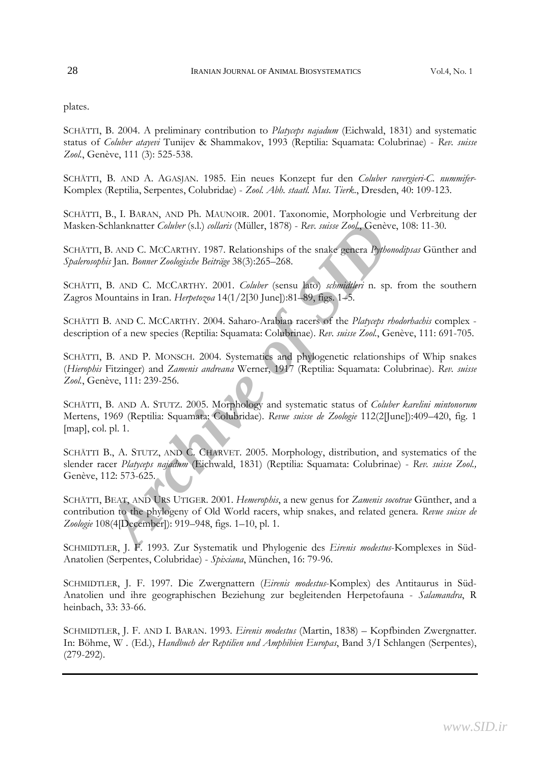plates.

SCHÄTTI, B. 2004. A preliminary contribution to *Platyceps najadum* (Eichwald, 1831) and systematic status of *Coluber atayevi* Tunijev & Shammakov, 1993 (Reptilia: Squamata: Colubrinae) - *Rev. suisse Zool.*, Genève, 111 (3): 525-538.

SCHÄTTI, B. AND A. AGASJAN. 1985. Ein neues Konzept fur den *Coluber ravergieri-C. nummifer*-Komplex (Reptilia, Serpentes, Colubridae) - *Zool. Abh. staatl. Mus. Tierk.*, Dresden, 40: 109-123.

SCHÄTTI, B., I. BARAN, AND Ph. MAUNOIR. 2001. Taxonomie, Morphologie und Verbreitung der Masken-Schlanknatter *Coluber* (s.l.) *collaris* (Müller, 1878) - *Rev. suisse Zool.*, Genève, 108: 11-30.

SCHÄTTI, B. AND C. MCCARTHY. 1987. Relationships of the snake genera *Pythonodipsas* Günther and *Spalerosophis* Jan. *Bonner Zoologische Beiträge* 38(3):265–268.

SCHÄTTI, B. AND C. MCCARTHY. 2001. *Coluber* (sensu lato) *schmidtleri* n. sp. from the southern Zagros Mountains in Iran. *Herpetozoa* 14(1/2[30 June]):81–89, figs. 1–5.

SCHÄTTI B. AND C. MCCARTHY. 2004. Saharo-Arabian racers of the *Platyceps rhodorhachis* complex - description of a new species (Reptilia: Squamata: Colubrinae). *Rev. suisse Zool.*, Genève, 111: 691-705.

SCHÄTTI, B. AND P. MONSCH. 2004. Systematics and phylogenetic relationships of Whip snakes (*Hierophis* Fitzinger) and *Zamenis andreana* Werner, 1917 (Reptilia: Squamata: Colubrinae). *Rev. suisse Zool.*, Genève, 111: 239-256.

SCHÄTTI, B. AND A. STUTZ. 2005. Morphology and systematic status of *Coluber karelini mintonorum* Mertens, 1969 (Reptilia: Squamata: Colubridae). *Revue suisse de Zoologie* 112(2[June]):409–420, fig. 1 [map], col. pl. 1.

SCHÄTTI B., A. STUTZ, AND C. CHARVET. 2005. Morphology, distribution, and systematics of the slender racer *Platyceps najadum* (Eichwald, 1831) (Reptilia: Squamata: Colubrinae) - *Rev. suisse Zool.,* Genève, 112: 573-625.

SCHÄTTI, BEAT, AND URS UTIGER. 2001. *Hemerophis*, a new genus for *Zamenis socotrae* Günther, and a contribution to the phylogeny of Old World racers, whip snakes, and related genera. *Revue suisse de Zoologie* 108(4[December]): 919–948, figs. 1–10, pl. 1.

SCHMIDTLER, J. F. 1993. Zur Systematik und Phylogenie des *Eirenis modestus*-Komplexes in Süd-Anatolien (Serpentes, Colubridae) - *Spixiana*, München, 16: 79-96.

SCHMIDTLER, J. F. 1997. Die Zwergnattern (*Eirenis modestus*-Komplex) des Antitaurus in Süd-Anatolien und ihre geographischen Beziehung zur begleitenden Herpetofauna - *Salamandra*, R heinbach, 33: 33-66.

SCHMIDTLER, J. F. AND I. BARAN. 1993. *Eirenis modestus* (Martin, 1838) – Kopfbinden Zwergnatter. In: Böhme, W . (Ed.), *Handbuch der Reptilien und Amphibien Europas*, Band 3/I Schlangen (Serpentes), (279-292).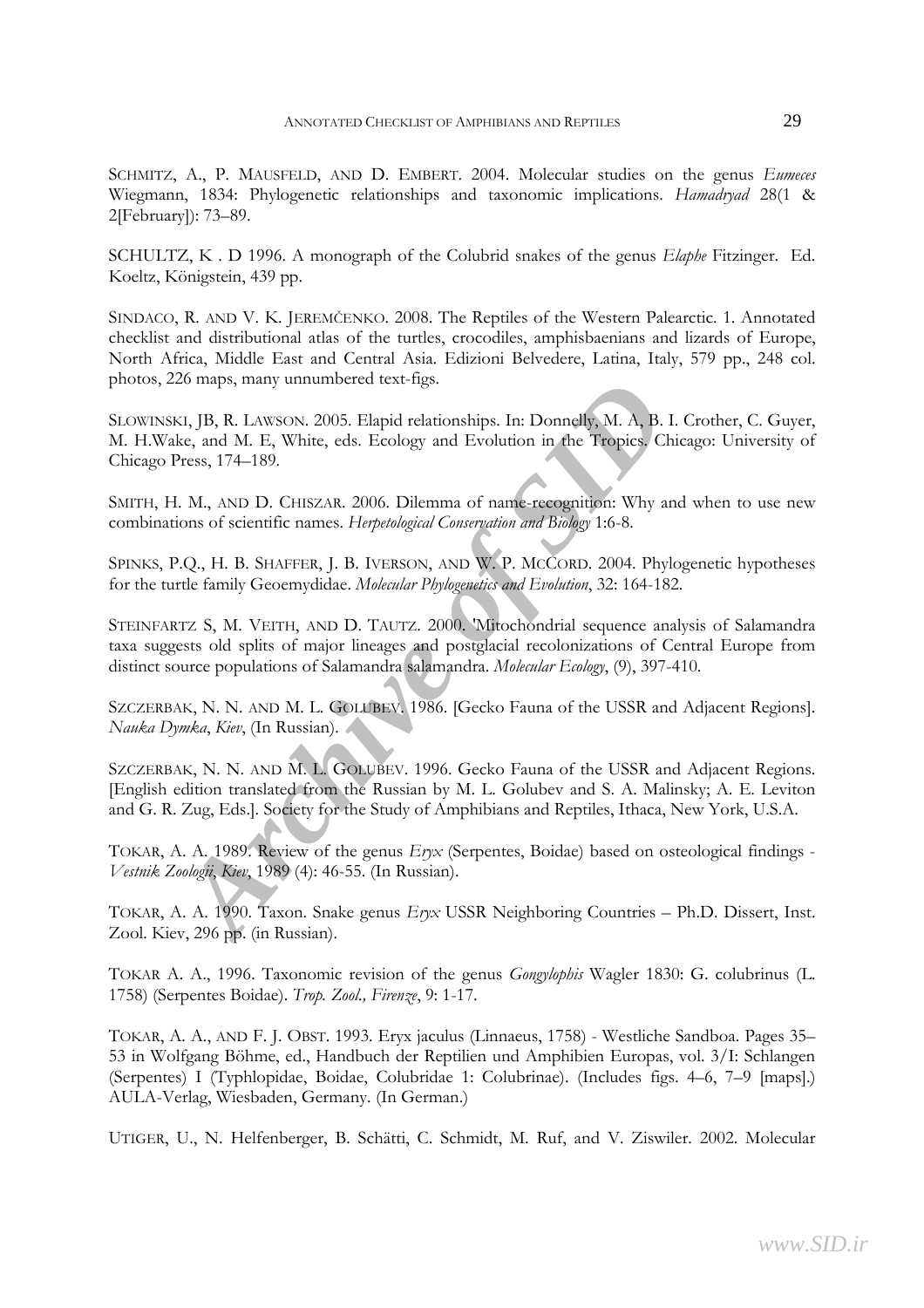SCHMITZ, A., P. MAUSFELD, AND D. EMBERT. 2004. Molecular studies on the genus *Eumeces* Wiegmann, 1834: Phylogenetic relationships and taxonomic implications. *Hamadryad* 28(1 & 2[February]): 73–89.

SCHULTZ, K . D 1996. A monograph of the Colubrid snakes of the genus *Elaphe* Fitzinger. Ed. Koeltz, Königstein, 439 pp.

SINDACO, R. AND V. K. JEREMČENKO. 2008. The Reptiles of the Western Palearctic. 1. Annotated checklist and distributional atlas of the turtles, crocodiles, amphisbaenians and lizards of Europe, North Africa, Middle East and Central Asia. Edizioni Belvedere, Latina, Italy, 579 pp., 248 col. photos, 226 maps, many unnumbered text-figs.

SLOWINSKI, JB, R. LAWSON. 2005. Elapid relationships. In: Donnelly, M. A, B. I. Crother, C. Guyer, M. H.Wake, and M. E, White, eds. Ecology and Evolution in the Tropics. Chicago: University of Chicago Press, 174–189.

SMITH, H. M., AND D. CHISZAR. 2006. Dilemma of name-recognition: Why and when to use new combinations of scientific names. *Herpetological Conservation and Biology* 1:6-8.

SPINKS, P.Q., H. B. SHAFFER, J. B. IVERSON, AND W. P. MCCORD. 2004. Phylogenetic hypotheses for the turtle family Geoemydidae. *Molecular Phylogenetics and Evolution*, 32: 164-182.

STEINFARTZ S, M. VEITH, AND D. TAUTZ. 2000. 'Mitochondrial sequence analysis of Salamandra taxa suggests old splits of major lineages and postglacial recolonizations of Central Europe from distinct source populations of Salamandra salamandra. *Molecular Ecology*, (9), 397-410.

SZCZERBAK, N. N. AND M. L. GOLUBEV. 1986. [Gecko Fauna of the USSR and Adjacent Regions]. *Nauka Dymka*, *Kiev*, (In Russian).

SZCZERBAK, N. N. AND M. L. GOLUBEV. 1996. Gecko Fauna of the USSR and Adjacent Regions. [English edition translated from the Russian by M. L. Golubev and S. A. Malinsky; A. E. Leviton and G. R. Zug, Eds.]. Society for the Study of Amphibians and Reptiles, Ithaca, New York, U.S.A.

TOKAR, A. A. 1989. Review of the genus *Eryx* (Serpentes, Boidae) based on osteological findings - *Vestnik Zoologii*, *Kiev*, 1989 (4): 46-55. (In Russian).

TOKAR, A. A. 1990. Taxon. Snake genus *Eryx* USSR Neighboring Countries – Ph.D. Dissert, Inst. Zool. Kiev, 296 pp. (in Russian).

TOKAR A. A., 1996. Taxonomic revision of the genus *Gongylophis* Wagler 1830: G. colubrinus (L. 1758) (Serpentes Boidae). *Trop. Zool., Firenze*, 9: 1-17.

TOKAR, A. A., AND F. J. OBST. 1993. Eryx jaculus (Linnaeus, 1758) - Westliche Sandboa. Pages 35–53 in Wolfgang Böhme, ed., Handbuch der Reptilien und Amphibien Europas, vol. 3/I: Schlangen (Serpentes) I (Typhlopidae, Boidae, Colubridae 1: Colubrinae). (Includes figs. 4–6, 7–9 [maps].) AULA-Verlag, Wiesbaden, Germany. (In German.)

UTIGER, U., N. Helfenberger, B. Schätti, C. Schmidt, M. Ruf, and V. Ziswiler. 2002. Molecular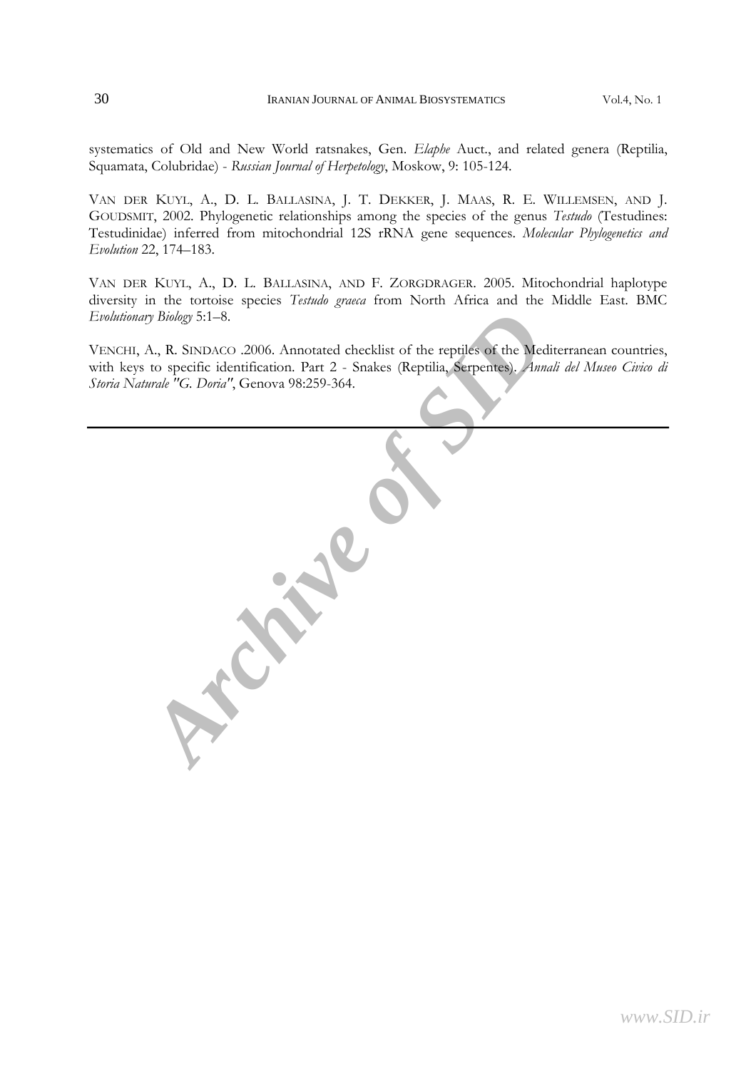systematics of Old and New World ratsnakes, Gen. *Elaphe* Auct., and related genera (Reptilia, Squamata, Colubridae) - *Russian Journal of Herpetology*, Moskow, 9: 105-124.

VAN DER KUYL, A., D. L. BALLASINA, J. T. DEKKER, J. MAAS, R. E. WILLEMSEN, AND J. GOUDSMIT, 2002. Phylogenetic relationships among the species of the genus *Testudo* (Testudines: Testudinidae) inferred from mitochondrial 12S rRNA gene sequences. *Molecular Phylogenetics and Evolution* 22, 174–183.

VAN DER KUYL, A., D. L. BALLASINA, AND F. ZORGDRAGER. 2005. Mitochondrial haplotype diversity in the tortoise species *Testudo graeca* from North Africa and the Middle East. BMC *Evolutionary Biology* 5:1–8.

VENCHI, A., R. SINDACO .2006. Annotated checklist of the reptiles of the Mediterranean countries, with keys to specific identification. Part 2 - Snakes (Reptilia, Serpentes). *Annali del Museo Civico di Storia Naturale "G. Doria"*, Genova 98:259-364.